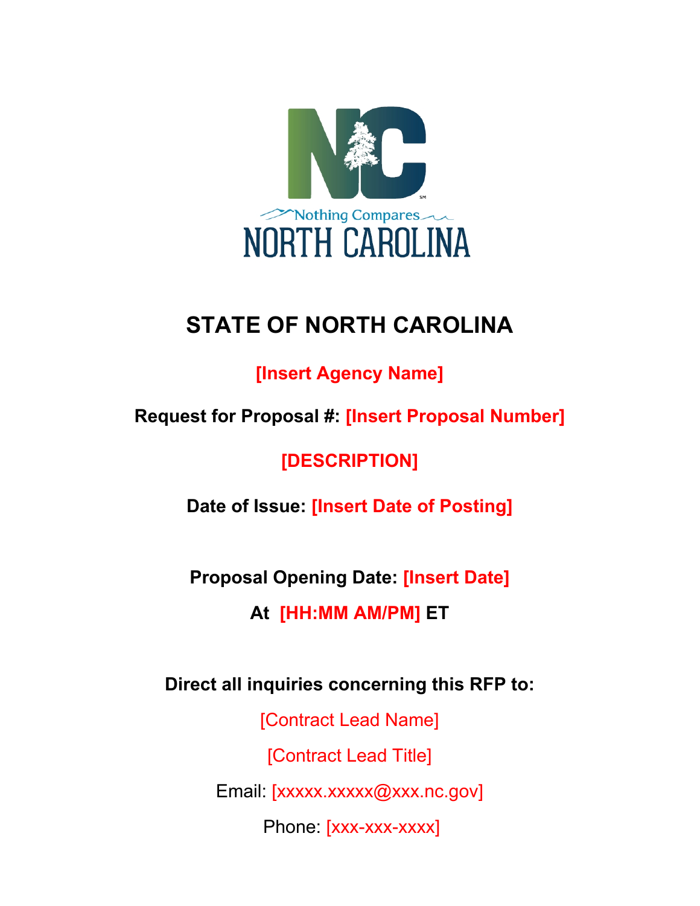# STATE OF NORTH CAROLINA

**[Insert Agency Name]**

**Request for Proposal #: [Insert Proposal Number]**

**[DESCRIPTION]**

**Date of Issue: [Insert Date of Posting]**

**Proposal Opening Date: [Insert Date]**

**At [HH:MM AM/PM] ET**

**Direct all inquiries concerning this RFP to:**

[Contract Lead Name]

[Contract Lead Title]

Email: [xxxxx.xxxxx@xxx.nc.gov]

Phone: [xxx-xxx-xxxx]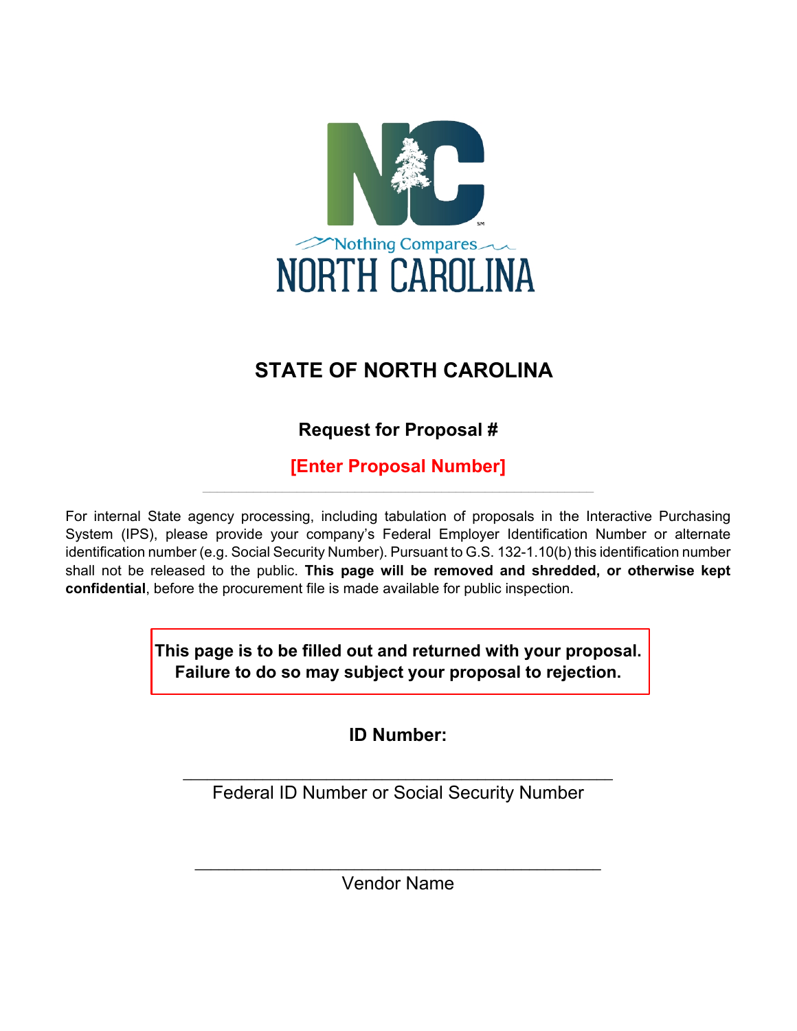# STATE OF NORTH CAROLINA

## Request for Proposal #

## [Enter Proposal Number]

---

For internal State agency processing, including tabulation of proposals in the Interactive Purchasing System (IPS), please provide your company's Federal Employer Identification Number or alternate identification number (e.g. Social Security Number). Pursuant to G.S. 132-1.10(b) this identification number shall not be released to the public. **This page will be removed and shredded, or otherwise kept confidential**, before the procurement file is made available for public inspection.

**This page is to be filled out and returned with your proposal. Failure to do so may subject your proposal to rejection.**

**ID Number:**

\_\_\_\_\_\_\_\_\_\_\_\_\_\_\_\_\_\_\_\_\_\_\_\_\_\_\_\_\_\_\_\_\_\_\_\_\_\_\_\_\_\_\_\_

Federal ID Number or Social Security Number

\_\_\_\_\_\_\_\_\_\_\_\_\_\_\_\_\_\_\_\_\_\_\_\_\_\_\_\_\_\_\_\_\_\_\_\_\_\_\_\_\_\_\_\_

Vendor Name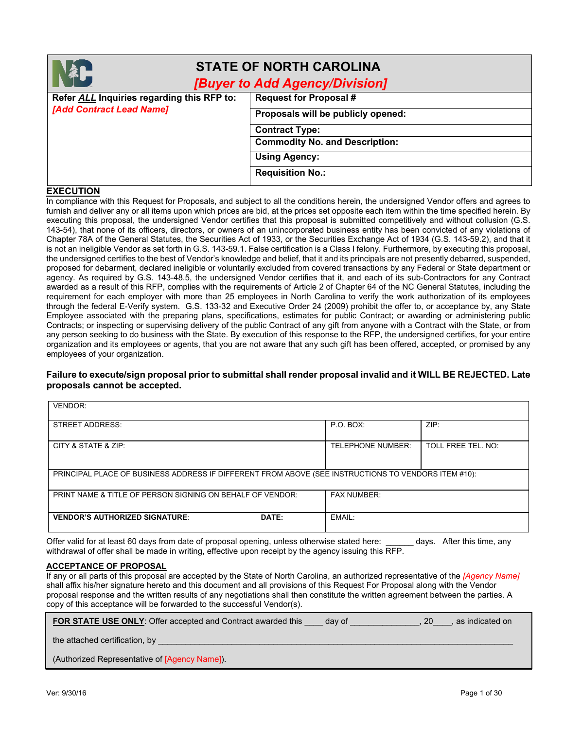# STATE OF NORTH CAROLINA

## *[Buyer to Add Agency/Division]*

| | |
|---|---|
| **Refer *ALL* Inquiries regarding this RFP to:** *[Add Contract Lead Name]* | **Request for Proposal #** |
| | **Proposals will be publicly opened:** |
| | **Contract Type:** |
| | **Commodity No. and Description:** |
| | **Using Agency:** |
| | **Requisition No.:** |

## EXECUTION

In compliance with this Request for Proposals, and subject to all the conditions herein, the undersigned Vendor offers and agrees to furnish and deliver any or all items upon which prices are bid, at the prices set opposite each item within the time specified herein. By executing this proposal, the undersigned Vendor certifies that this proposal is submitted competitively and without collusion (G.S. 143-54), that none of its officers, directors, or owners of an unincorporated business entity has been convicted of any violations of Chapter 78A of the General Statutes, the Securities Act of 1933, or the Securities Exchange Act of 1934 (G.S. 143-59.2), and that it is not an ineligible Vendor as set forth in G.S. 143-59.1. False certification is a Class I felony. Furthermore, by executing this proposal, the undersigned certifies to the best of Vendor's knowledge and belief, that it and its principals are not presently debarred, suspended, proposed for debarment, declared ineligible or voluntarily excluded from covered transactions by any Federal or State department or agency. As required by G.S. 143-48.5, the undersigned Vendor certifies that it, and each of its sub-Contractors for any Contract awarded as a result of this RFP, complies with the requirements of Article 2 of Chapter 64 of the NC General Statutes, including the requirement for each employer with more than 25 employees in North Carolina to verify the work authorization of its employees through the federal E-Verify system. G.S. 133-32 and Executive Order 24 (2009) prohibit the offer to, or acceptance by, any State Employee associated with the preparing plans, specifications, estimates for public Contract; or awarding or administering public Contracts; or inspecting or supervising delivery of the public Contract of any gift from anyone with a Contract with the State, or from any person seeking to do business with the State. By execution of this response to the RFP, the undersigned certifies, for your entire organization and its employees or agents, that you are not aware that any such gift has been offered, accepted, or promised by any employees of your organization.

**Failure to execute/sign proposal prior to submittal shall render proposal invalid and it WILL BE REJECTED. Late proposals cannot be accepted.**

| | | | |
|---|---|---|---|
| VENDOR: | | | |
| STREET ADDRESS: | | P.O. BOX: | ZIP: |
| CITY & STATE & ZIP: | | TELEPHONE NUMBER: | TOLL FREE TEL. NO: |
| PRINCIPAL PLACE OF BUSINESS ADDRESS IF DIFFERENT FROM ABOVE (SEE INSTRUCTIONS TO VENDORS ITEM #10): | | | |
| PRINT NAME & TITLE OF PERSON SIGNING ON BEHALF OF VENDOR: | | FAX NUMBER: | |
| **VENDOR'S AUTHORIZED SIGNATURE**: | **DATE:** | EMAIL: | |

Offer valid for at least 60 days from date of proposal opening, unless otherwise stated here: ______ days. After this time, any withdrawal of offer shall be made in writing, effective upon receipt by the agency issuing this RFP.

## ACCEPTANCE OF PROPOSAL

If any or all parts of this proposal are accepted by the State of North Carolina, an authorized representative of the *[Agency Name]* shall affix his/her signature hereto and this document and all provisions of this Request For Proposal along with the Vendor proposal response and the written results of any negotiations shall then constitute the written agreement between the parties. A copy of this acceptance will be forwarded to the successful Vendor(s).

**FOR STATE USE ONLY**: Offer accepted and Contract awarded this ____ day of _______________, 20____, as indicated on the attached certification, by ___________________________________________________________________________

(Authorized Representative of [Agency Name]).

Ver: 9/30/16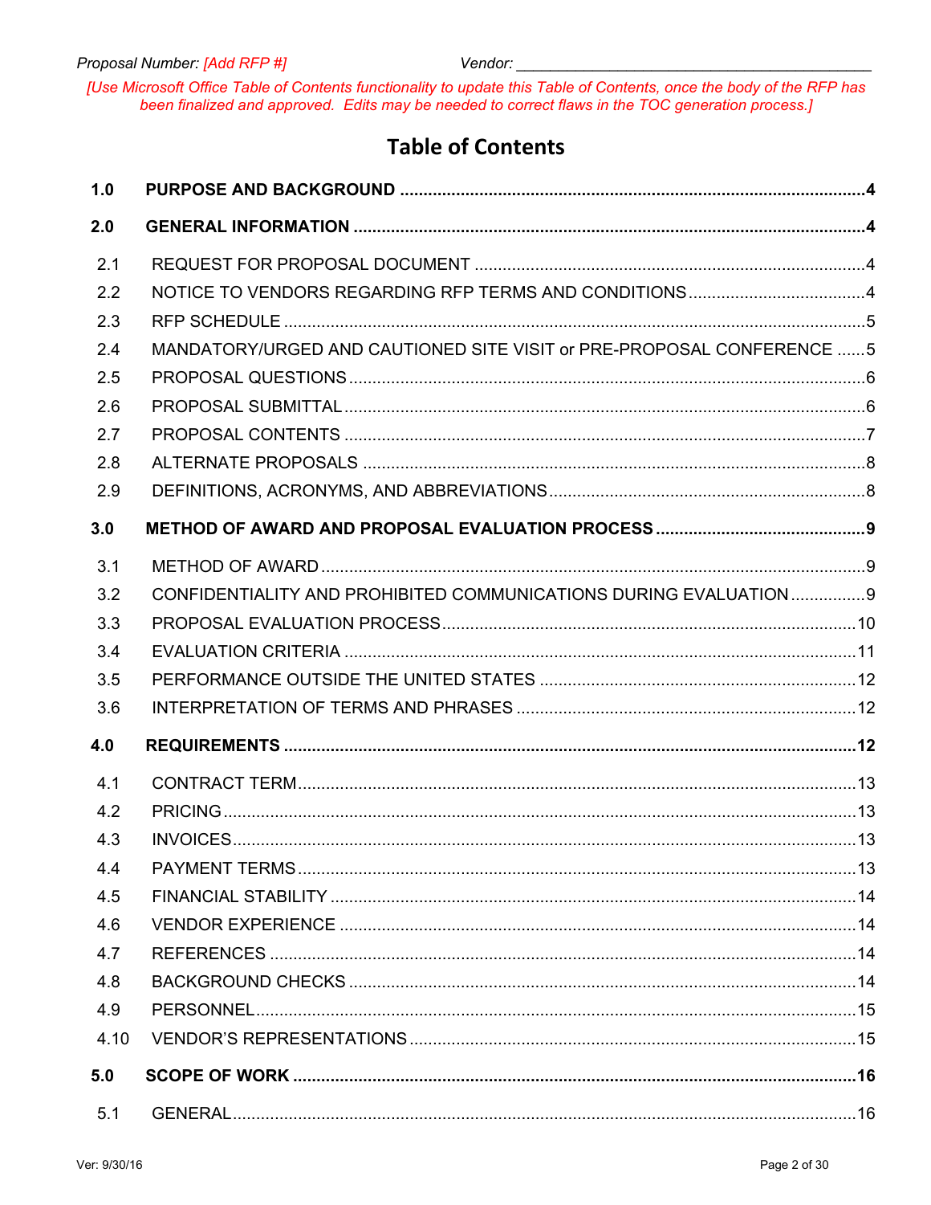*[Use Microsoft Office Table of Contents functionality to update this Table of Contents, once the body of the RFP has been finalized and approved. Edits may be needed to correct flaws in the TOC generation process.]*

# Table of Contents

| | | |
|---|---|---|
| **1.0** | **PURPOSE AND BACKGROUND** | **4** |
| **2.0** | **GENERAL INFORMATION** | **4** |
| 2.1 | REQUEST FOR PROPOSAL DOCUMENT | 4 |
| 2.2 | NOTICE TO VENDORS REGARDING RFP TERMS AND CONDITIONS | 4 |
| 2.3 | RFP SCHEDULE | 5 |
| 2.4 | MANDATORY/URGED AND CAUTIONED SITE VISIT or PRE-PROPOSAL CONFERENCE | 5 |
| 2.5 | PROPOSAL QUESTIONS | 6 |
| 2.6 | PROPOSAL SUBMITTAL | 6 |
| 2.7 | PROPOSAL CONTENTS | 7 |
| 2.8 | ALTERNATE PROPOSALS | 8 |
| 2.9 | DEFINITIONS, ACRONYMS, AND ABBREVIATIONS | 8 |
| **3.0** | **METHOD OF AWARD AND PROPOSAL EVALUATION PROCESS** | **9** |
| 3.1 | METHOD OF AWARD | 9 |
| 3.2 | CONFIDENTIALITY AND PROHIBITED COMMUNICATIONS DURING EVALUATION | 9 |
| 3.3 | PROPOSAL EVALUATION PROCESS | 10 |
| 3.4 | EVALUATION CRITERIA | 11 |
| 3.5 | PERFORMANCE OUTSIDE THE UNITED STATES | 12 |
| 3.6 | INTERPRETATION OF TERMS AND PHRASES | 12 |
| **4.0** | **REQUIREMENTS** | **12** |
| 4.1 | CONTRACT TERM | 13 |
| 4.2 | PRICING | 13 |
| 4.3 | INVOICES | 13 |
| 4.4 | PAYMENT TERMS | 13 |
| 4.5 | FINANCIAL STABILITY | 14 |
| 4.6 | VENDOR EXPERIENCE | 14 |
| 4.7 | REFERENCES | 14 |
| 4.8 | BACKGROUND CHECKS | 14 |
| 4.9 | PERSONNEL | 15 |
| 4.10 | VENDOR'S REPRESENTATIONS | 15 |
| **5.0** | **SCOPE OF WORK** | **16** |
| 5.1 | GENERAL | 16 |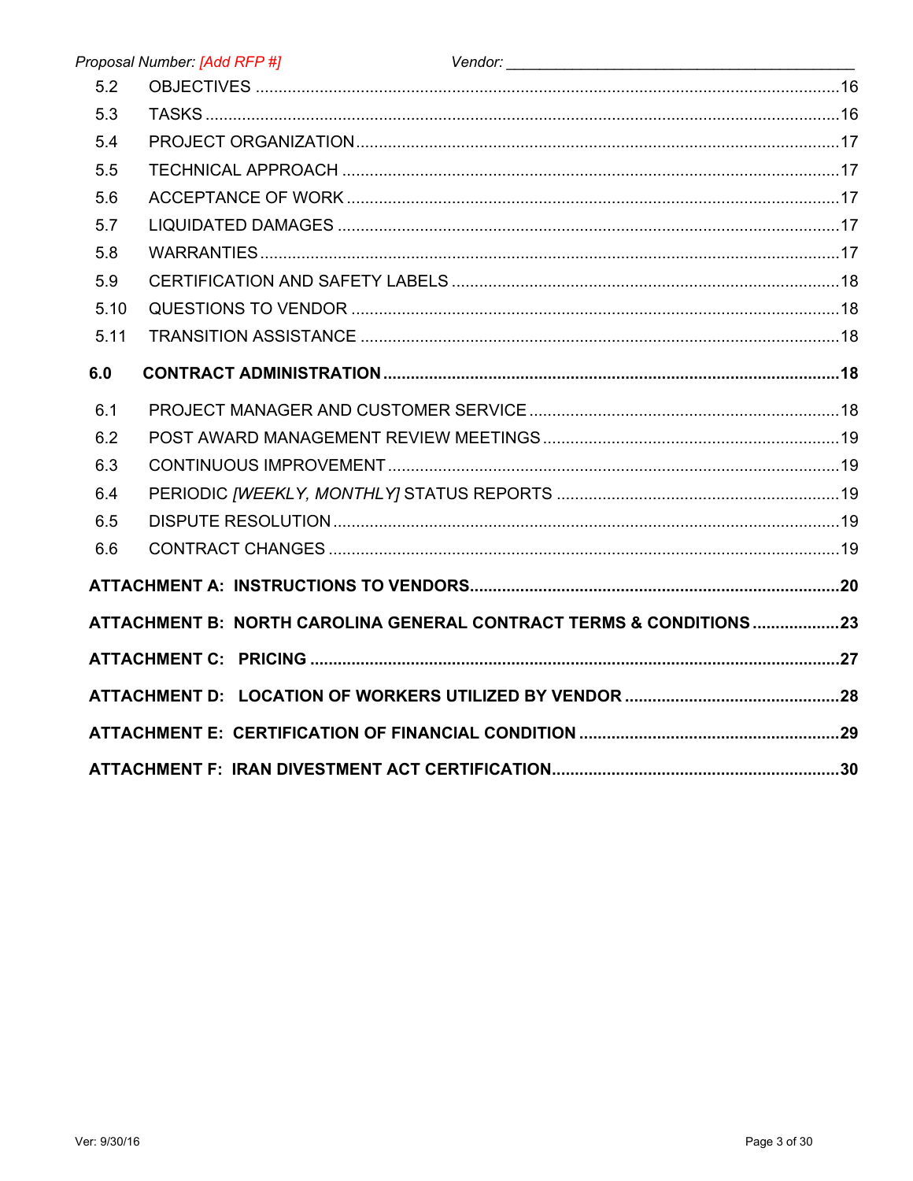5.2 OBJECTIVES ..... 16

5.3 TASKS ..... 16

5.4 PROJECT ORGANIZATION ..... 17

5.5 TECHNICAL APPROACH ..... 17

5.6 ACCEPTANCE OF WORK ..... 17

5.7 LIQUIDATED DAMAGES ..... 17

5.8 WARRANTIES ..... 17

5.9 CERTIFICATION AND SAFETY LABELS ..... 18

5.10 QUESTIONS TO VENDOR ..... 18

5.11 TRANSITION ASSISTANCE ..... 18

**6.0 CONTRACT ADMINISTRATION ..... 18**

6.1 PROJECT MANAGER AND CUSTOMER SERVICE ..... 18

6.2 POST AWARD MANAGEMENT REVIEW MEETINGS ..... 19

6.3 CONTINUOUS IMPROVEMENT ..... 19

6.4 PERIODIC *[WEEKLY, MONTHLY]* STATUS REPORTS ..... 19

6.5 DISPUTE RESOLUTION ..... 19

6.6 CONTRACT CHANGES ..... 19

**ATTACHMENT A: INSTRUCTIONS TO VENDORS ..... 20**

**ATTACHMENT B: NORTH CAROLINA GENERAL CONTRACT TERMS & CONDITIONS ..... 23**

**ATTACHMENT C: PRICING ..... 27**

**ATTACHMENT D: LOCATION OF WORKERS UTILIZED BY VENDOR ..... 28**

**ATTACHMENT E: CERTIFICATION OF FINANCIAL CONDITION ..... 29**

**ATTACHMENT F: IRAN DIVESTMENT ACT CERTIFICATION ..... 30**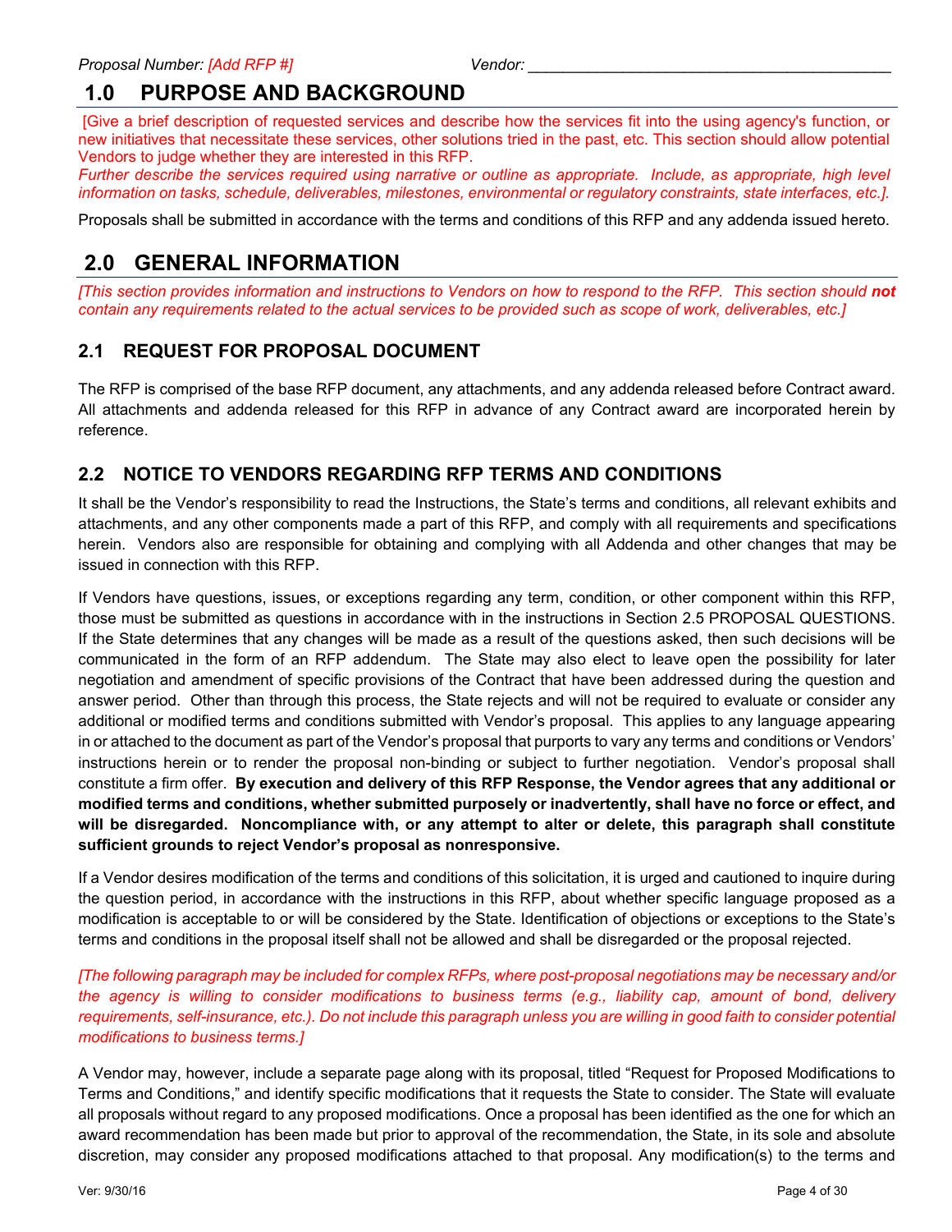Proposal Number: *[Add RFP #]* Vendor: ___________________________________________

# 1.0 PURPOSE AND BACKGROUND

[Give a brief description of requested services and describe how the services fit into the using agency's function, or new initiatives that necessitate these services, other solutions tried in the past, etc. This section should allow potential Vendors to judge whether they are interested in this RFP.

*Further describe the services required using narrative or outline as appropriate. Include, as appropriate, high level information on tasks, schedule, deliverables, milestones, environmental or regulatory constraints, state interfaces, etc.].*

Proposals shall be submitted in accordance with the terms and conditions of this RFP and any addenda issued hereto.

# 2.0 GENERAL INFORMATION

*[This section provides information and instructions to Vendors on how to respond to the RFP. This section should **not** contain any requirements related to the actual services to be provided such as scope of work, deliverables, etc.]*

## 2.1 REQUEST FOR PROPOSAL DOCUMENT

The RFP is comprised of the base RFP document, any attachments, and any addenda released before Contract award. All attachments and addenda released for this RFP in advance of any Contract award are incorporated herein by reference.

## 2.2 NOTICE TO VENDORS REGARDING RFP TERMS AND CONDITIONS

It shall be the Vendor's responsibility to read the Instructions, the State's terms and conditions, all relevant exhibits and attachments, and any other components made a part of this RFP, and comply with all requirements and specifications herein. Vendors also are responsible for obtaining and complying with all Addenda and other changes that may be issued in connection with this RFP.

If Vendors have questions, issues, or exceptions regarding any term, condition, or other component within this RFP, those must be submitted as questions in accordance with in the instructions in Section 2.5 PROPOSAL QUESTIONS. If the State determines that any changes will be made as a result of the questions asked, then such decisions will be communicated in the form of an RFP addendum. The State may also elect to leave open the possibility for later negotiation and amendment of specific provisions of the Contract that have been addressed during the question and answer period. Other than through this process, the State rejects and will not be required to evaluate or consider any additional or modified terms and conditions submitted with Vendor's proposal. This applies to any language appearing in or attached to the document as part of the Vendor's proposal that purports to vary any terms and conditions or Vendors' instructions herein or to render the proposal non-binding or subject to further negotiation. Vendor's proposal shall constitute a firm offer. **By execution and delivery of this RFP Response, the Vendor agrees that any additional or modified terms and conditions, whether submitted purposely or inadvertently, shall have no force or effect, and will be disregarded. Noncompliance with, or any attempt to alter or delete, this paragraph shall constitute sufficient grounds to reject Vendor's proposal as nonresponsive.**

If a Vendor desires modification of the terms and conditions of this solicitation, it is urged and cautioned to inquire during the question period, in accordance with the instructions in this RFP, about whether specific language proposed as a modification is acceptable to or will be considered by the State. Identification of objections or exceptions to the State's terms and conditions in the proposal itself shall not be allowed and shall be disregarded or the proposal rejected.

*[The following paragraph may be included for complex RFPs, where post-proposal negotiations may be necessary and/or the agency is willing to consider modifications to business terms (e.g., liability cap, amount of bond, delivery requirements, self-insurance, etc.). Do not include this paragraph unless you are willing in good faith to consider potential modifications to business terms.]*

A Vendor may, however, include a separate page along with its proposal, titled "Request for Proposed Modifications to Terms and Conditions," and identify specific modifications that it requests the State to consider. The State will evaluate all proposals without regard to any proposed modifications. Once a proposal has been identified as the one for which an award recommendation has been made but prior to approval of the recommendation, the State, in its sole and absolute discretion, may consider any proposed modifications attached to that proposal. Any modification(s) to the terms and

Ver: 9/30/16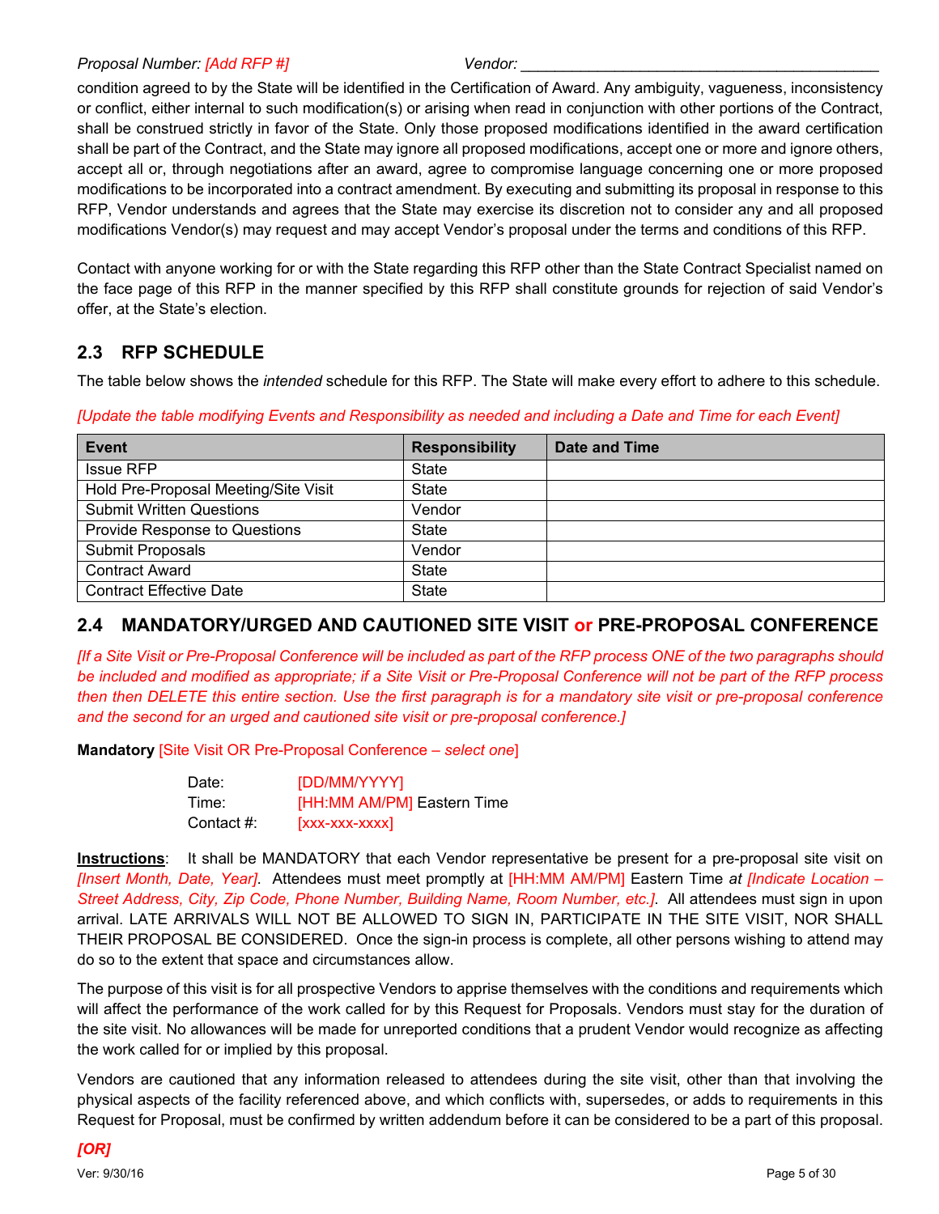condition agreed to by the State will be identified in the Certification of Award. Any ambiguity, vagueness, inconsistency or conflict, either internal to such modification(s) or arising when read in conjunction with other portions of the Contract, shall be construed strictly in favor of the State. Only those proposed modifications identified in the award certification shall be part of the Contract, and the State may ignore all proposed modifications, accept one or more and ignore others, accept all or, through negotiations after an award, agree to compromise language concerning one or more proposed modifications to be incorporated into a contract amendment. By executing and submitting its proposal in response to this RFP, Vendor understands and agrees that the State may exercise its discretion not to consider any and all proposed modifications Vendor(s) may request and may accept Vendor's proposal under the terms and conditions of this RFP.

Contact with anyone working for or with the State regarding this RFP other than the State Contract Specialist named on the face page of this RFP in the manner specified by this RFP shall constitute grounds for rejection of said Vendor's offer, at the State's election.

## 2.3 RFP SCHEDULE

The table below shows the *intended* schedule for this RFP. The State will make every effort to adhere to this schedule.

*[Update the table modifying Events and Responsibility as needed and including a Date and Time for each Event]*

| Event | Responsibility | Date and Time |
|---|---|---|
| Issue RFP | State | |
| Hold Pre-Proposal Meeting/Site Visit | State | |
| Submit Written Questions | Vendor | |
| Provide Response to Questions | State | |
| Submit Proposals | Vendor | |
| Contract Award | State | |
| Contract Effective Date | State | |

## 2.4 MANDATORY/URGED AND CAUTIONED SITE VISIT or PRE-PROPOSAL CONFERENCE

*[If a Site Visit or Pre-Proposal Conference will be included as part of the RFP process ONE of the two paragraphs should be included and modified as appropriate; if a Site Visit or Pre-Proposal Conference will not be part of the RFP process then then DELETE this entire section. Use the first paragraph is for a mandatory site visit or pre-proposal conference and the second for an urged and cautioned site visit or pre-proposal conference.]*

**Mandatory** [Site Visit OR Pre-Proposal Conference – *select one*]

Date: [DD/MM/YYYY]
Time: [HH:MM AM/PM] Eastern Time
Contact #: [xxx-xxx-xxxx]

**Instructions**: It shall be MANDATORY that each Vendor representative be present for a pre-proposal site visit on *[Insert Month, Date, Year]*. Attendees must meet promptly at [HH:MM AM/PM] Eastern Time *at [Indicate Location – Street Address, City, Zip Code, Phone Number, Building Name, Room Number, etc.]*. All attendees must sign in upon arrival. LATE ARRIVALS WILL NOT BE ALLOWED TO SIGN IN, PARTICIPATE IN THE SITE VISIT, NOR SHALL THEIR PROPOSAL BE CONSIDERED. Once the sign-in process is complete, all other persons wishing to attend may do so to the extent that space and circumstances allow.

The purpose of this visit is for all prospective Vendors to apprise themselves with the conditions and requirements which will affect the performance of the work called for by this Request for Proposals. Vendors must stay for the duration of the site visit. No allowances will be made for unreported conditions that a prudent Vendor would recognize as affecting the work called for or implied by this proposal.

Vendors are cautioned that any information released to attendees during the site visit, other than that involving the physical aspects of the facility referenced above, and which conflicts with, supersedes, or adds to requirements in this Request for Proposal, must be confirmed by written addendum before it can be considered to be a part of this proposal.

***[OR]***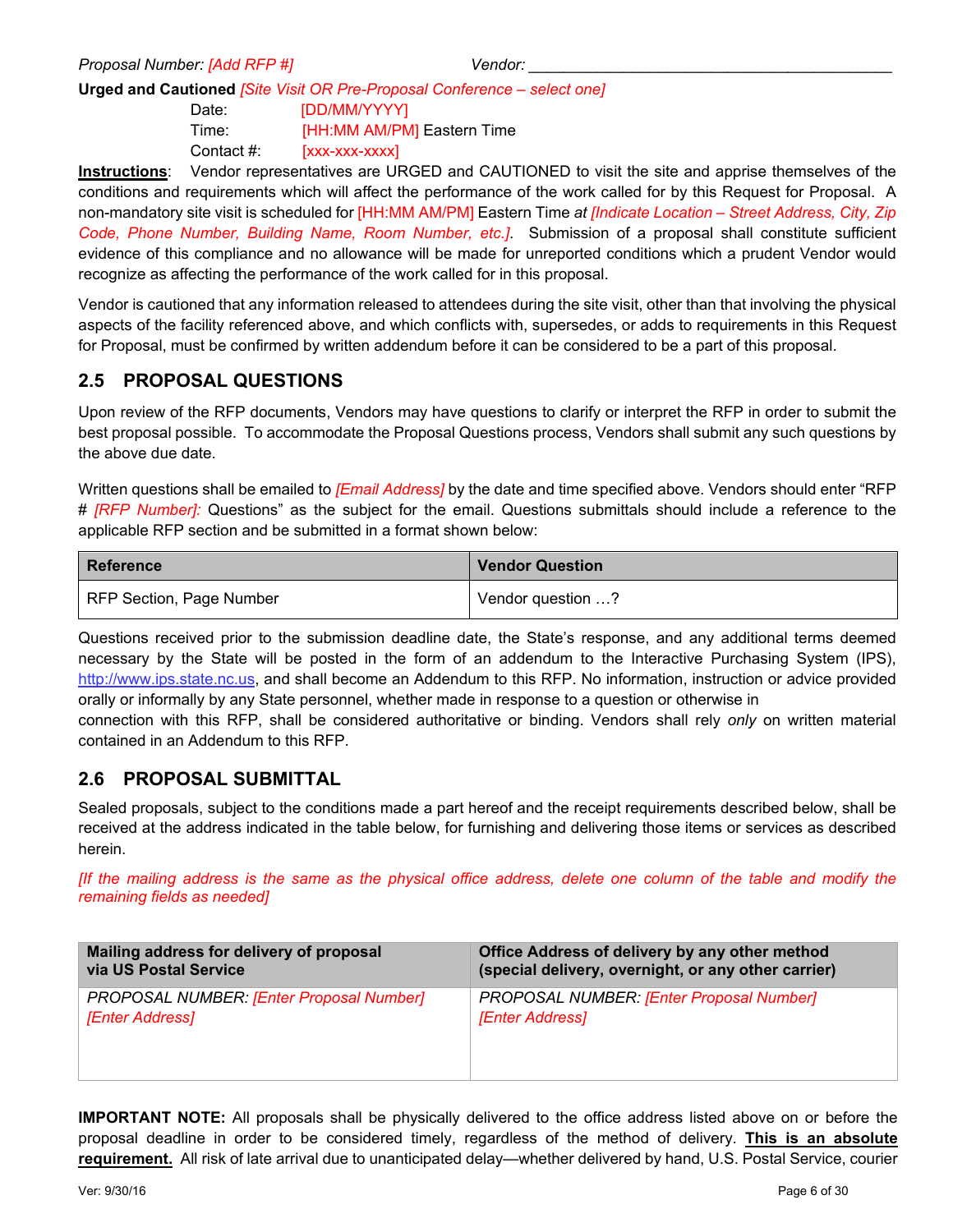*Proposal Number: [Add RFP #]* *Vendor: \_\_\_\_\_\_\_\_\_\_\_\_\_\_\_\_\_\_\_\_\_\_\_\_\_\_\_\_\_\_\_\_\_\_\_\_\_\_\_\_\_\_*

**Urged and Cautioned** *[Site Visit OR Pre-Proposal Conference – select one]*

Date: [DD/MM/YYYY]
Time: [HH:MM AM/PM] Eastern Time
Contact #: [xxx-xxx-xxxx]

**Instructions**: Vendor representatives are URGED and CAUTIONED to visit the site and apprise themselves of the conditions and requirements which will affect the performance of the work called for by this Request for Proposal. A non-mandatory site visit is scheduled for [HH:MM AM/PM] Eastern Time *at [Indicate Location – Street Address, City, Zip Code, Phone Number, Building Name, Room Number, etc.]*. Submission of a proposal shall constitute sufficient evidence of this compliance and no allowance will be made for unreported conditions which a prudent Vendor would recognize as affecting the performance of the work called for in this proposal.

Vendor is cautioned that any information released to attendees during the site visit, other than that involving the physical aspects of the facility referenced above, and which conflicts with, supersedes, or adds to requirements in this Request for Proposal, must be confirmed by written addendum before it can be considered to be a part of this proposal.

## 2.5 PROPOSAL QUESTIONS

Upon review of the RFP documents, Vendors may have questions to clarify or interpret the RFP in order to submit the best proposal possible. To accommodate the Proposal Questions process, Vendors shall submit any such questions by the above due date.

Written questions shall be emailed to *[Email Address]* by the date and time specified above. Vendors should enter "RFP # *[RFP Number]:* Questions" as the subject for the email. Questions submittals should include a reference to the applicable RFP section and be submitted in a format shown below:

| Reference | Vendor Question |
|---|---|
| RFP Section, Page Number | Vendor question …? |

Questions received prior to the submission deadline date, the State's response, and any additional terms deemed necessary by the State will be posted in the form of an addendum to the Interactive Purchasing System (IPS), http://www.ips.state.nc.us, and shall become an Addendum to this RFP. No information, instruction or advice provided orally or informally by any State personnel, whether made in response to a question or otherwise in connection with this RFP, shall be considered authoritative or binding. Vendors shall rely *only* on written material contained in an Addendum to this RFP.

## 2.6 PROPOSAL SUBMITTAL

Sealed proposals, subject to the conditions made a part hereof and the receipt requirements described below, shall be received at the address indicated in the table below, for furnishing and delivering those items or services as described herein.

*[If the mailing address is the same as the physical office address, delete one column of the table and modify the remaining fields as needed]*

| Mailing address for delivery of proposal via US Postal Service | Office Address of delivery by any other method (special delivery, overnight, or any other carrier) |
|---|---|
| *PROPOSAL NUMBER: [Enter Proposal Number]*<br>*[Enter Address]* | *PROPOSAL NUMBER: [Enter Proposal Number]*<br>*[Enter Address]* |

**IMPORTANT NOTE:** All proposals shall be physically delivered to the office address listed above on or before the proposal deadline in order to be considered timely, regardless of the method of delivery. **This is an absolute requirement.** All risk of late arrival due to unanticipated delay—whether delivered by hand, U.S. Postal Service, courier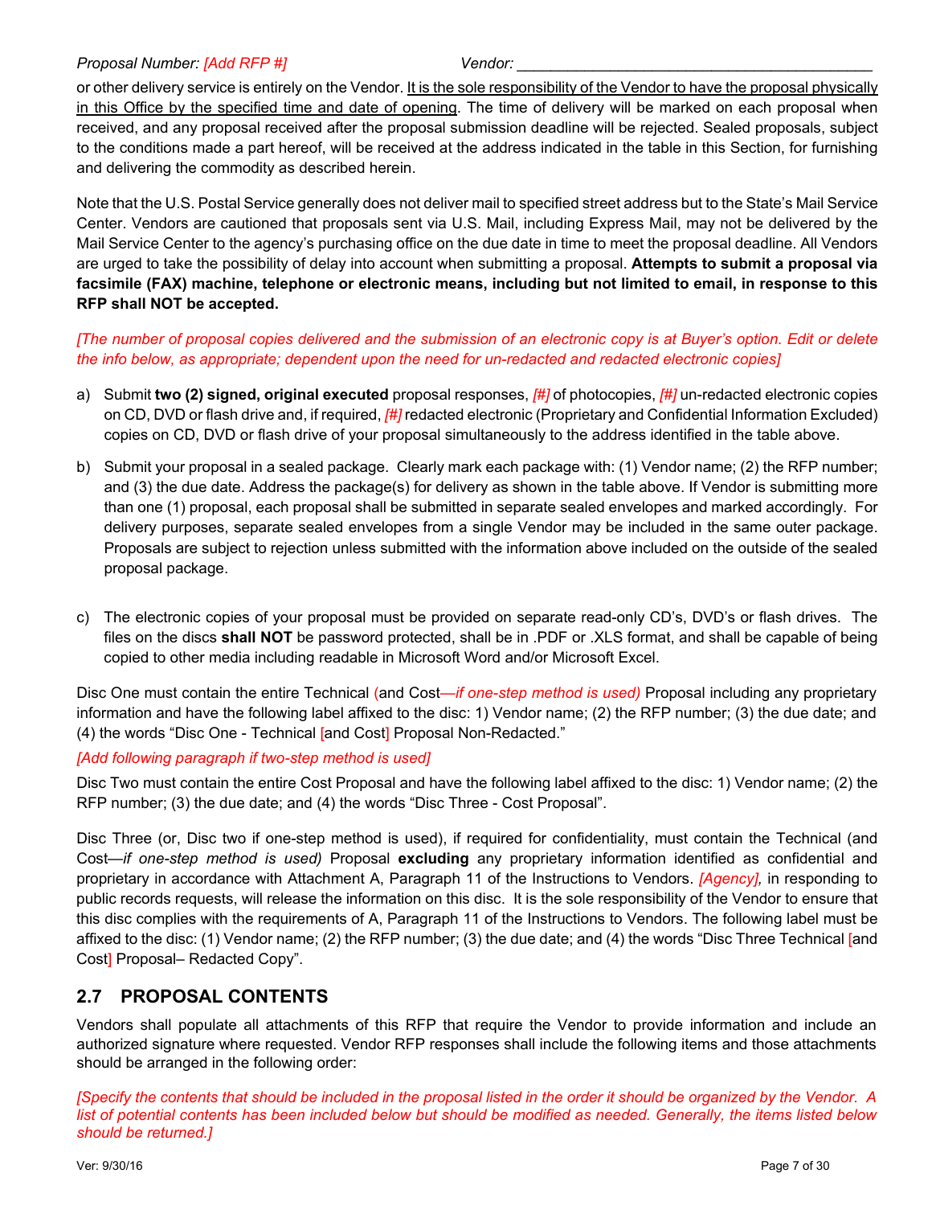or other delivery service is entirely on the Vendor. It is the sole responsibility of the Vendor to have the proposal physically in this Office by the specified time and date of opening. The time of delivery will be marked on each proposal when received, and any proposal received after the proposal submission deadline will be rejected. Sealed proposals, subject to the conditions made a part hereof, will be received at the address indicated in the table in this Section, for furnishing and delivering the commodity as described herein.

Note that the U.S. Postal Service generally does not deliver mail to specified street address but to the State's Mail Service Center. Vendors are cautioned that proposals sent via U.S. Mail, including Express Mail, may not be delivered by the Mail Service Center to the agency's purchasing office on the due date in time to meet the proposal deadline. All Vendors are urged to take the possibility of delay into account when submitting a proposal. **Attempts to submit a proposal via facsimile (FAX) machine, telephone or electronic means, including but not limited to email, in response to this RFP shall NOT be accepted.**

*[The number of proposal copies delivered and the submission of an electronic copy is at Buyer's option. Edit or delete the info below, as appropriate; dependent upon the need for un-redacted and redacted electronic copies]*

a) Submit **two (2) signed, original executed** proposal responses, *[#]* of photocopies, *[#]* un-redacted electronic copies on CD, DVD or flash drive and, if required, *[#]* redacted electronic (Proprietary and Confidential Information Excluded) copies on CD, DVD or flash drive of your proposal simultaneously to the address identified in the table above.

b) Submit your proposal in a sealed package. Clearly mark each package with: (1) Vendor name; (2) the RFP number; and (3) the due date. Address the package(s) for delivery as shown in the table above. If Vendor is submitting more than one (1) proposal, each proposal shall be submitted in separate sealed envelopes and marked accordingly. For delivery purposes, separate sealed envelopes from a single Vendor may be included in the same outer package. Proposals are subject to rejection unless submitted with the information above included on the outside of the sealed proposal package.

c) The electronic copies of your proposal must be provided on separate read-only CD's, DVD's or flash drives. The files on the discs **shall NOT** be password protected, shall be in .PDF or .XLS format, and shall be capable of being copied to other media including readable in Microsoft Word and/or Microsoft Excel.

Disc One must contain the entire Technical (and Cost—*if one-step method is used)* Proposal including any proprietary information and have the following label affixed to the disc: 1) Vendor name; (2) the RFP number; (3) the due date; and (4) the words "Disc One - Technical [and Cost] Proposal Non-Redacted."

*[Add following paragraph if two-step method is used]*

Disc Two must contain the entire Cost Proposal and have the following label affixed to the disc: 1) Vendor name; (2) the RFP number; (3) the due date; and (4) the words "Disc Three - Cost Proposal".

Disc Three (or, Disc two if one-step method is used), if required for confidentiality, must contain the Technical (and Cost—*if one-step method is used)* Proposal **excluding** any proprietary information identified as confidential and proprietary in accordance with Attachment A, Paragraph 11 of the Instructions to Vendors. *[Agency],* in responding to public records requests, will release the information on this disc. It is the sole responsibility of the Vendor to ensure that this disc complies with the requirements of A, Paragraph 11 of the Instructions to Vendors. The following label must be affixed to the disc: (1) Vendor name; (2) the RFP number; (3) the due date; and (4) the words "Disc Three Technical [and Cost] Proposal– Redacted Copy".

## 2.7 PROPOSAL CONTENTS

Vendors shall populate all attachments of this RFP that require the Vendor to provide information and include an authorized signature where requested. Vendor RFP responses shall include the following items and those attachments should be arranged in the following order:

*[Specify the contents that should be included in the proposal listed in the order it should be organized by the Vendor. A list of potential contents has been included below but should be modified as needed. Generally, the items listed below should be returned.]*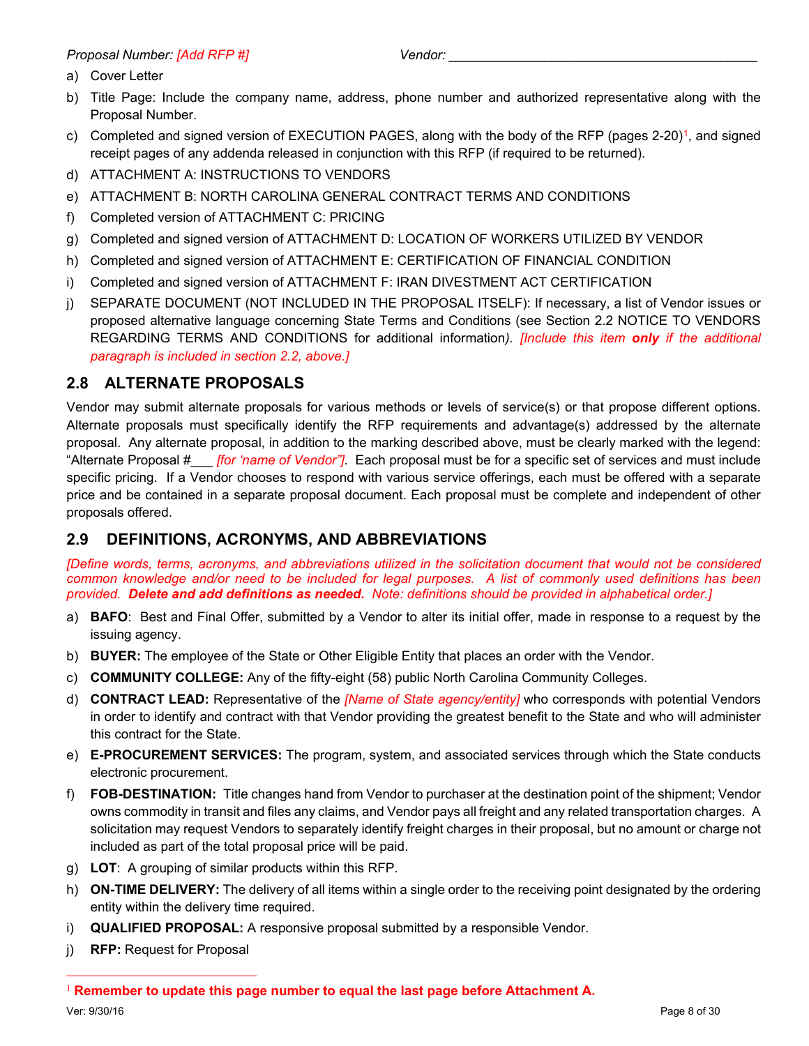a) Cover Letter
b) Title Page: Include the company name, address, phone number and authorized representative along with the Proposal Number.
c) Completed and signed version of EXECUTION PAGES, along with the body of the RFP (pages 2-20)[1], and signed receipt pages of any addenda released in conjunction with this RFP (if required to be returned).
d) ATTACHMENT A: INSTRUCTIONS TO VENDORS
e) ATTACHMENT B: NORTH CAROLINA GENERAL CONTRACT TERMS AND CONDITIONS
f) Completed version of ATTACHMENT C: PRICING
g) Completed and signed version of ATTACHMENT D: LOCATION OF WORKERS UTILIZED BY VENDOR
h) Completed and signed version of ATTACHMENT E: CERTIFICATION OF FINANCIAL CONDITION
i) Completed and signed version of ATTACHMENT F: IRAN DIVESTMENT ACT CERTIFICATION
j) SEPARATE DOCUMENT (NOT INCLUDED IN THE PROPOSAL ITSELF): If necessary, a list of Vendor issues or proposed alternative language concerning State Terms and Conditions (see Section 2.2 NOTICE TO VENDORS REGARDING TERMS AND CONDITIONS for additional information*). [Include this item **only** if the additional paragraph is included in section 2.2, above.]*

## 2.8 ALTERNATE PROPOSALS

Vendor may submit alternate proposals for various methods or levels of service(s) or that propose different options. Alternate proposals must specifically identify the RFP requirements and advantage(s) addressed by the alternate proposal. Any alternate proposal, in addition to the marking described above, must be clearly marked with the legend: "Alternate Proposal #___ *[for 'name of Vendor"]*. Each proposal must be for a specific set of services and must include specific pricing. If a Vendor chooses to respond with various service offerings, each must be offered with a separate price and be contained in a separate proposal document. Each proposal must be complete and independent of other proposals offered.

## 2.9 DEFINITIONS, ACRONYMS, AND ABBREVIATIONS

*[Define words, terms, acronyms, and abbreviations utilized in the solicitation document that would not be considered common knowledge and/or need to be included for legal purposes. A list of commonly used definitions has been provided. **Delete and add definitions as needed.** Note: definitions should be provided in alphabetical order.]*

a) **BAFO**: Best and Final Offer, submitted by a Vendor to alter its initial offer, made in response to a request by the issuing agency.
b) **BUYER:** The employee of the State or Other Eligible Entity that places an order with the Vendor.
c) **COMMUNITY COLLEGE:** Any of the fifty-eight (58) public North Carolina Community Colleges.
d) **CONTRACT LEAD:** Representative of the *[Name of State agency/entity]* who corresponds with potential Vendors in order to identify and contract with that Vendor providing the greatest benefit to the State and who will administer this contract for the State.
e) **E-PROCUREMENT SERVICES:** The program, system, and associated services through which the State conducts electronic procurement.
f) **FOB-DESTINATION:** Title changes hand from Vendor to purchaser at the destination point of the shipment; Vendor owns commodity in transit and files any claims, and Vendor pays all freight and any related transportation charges. A solicitation may request Vendors to separately identify freight charges in their proposal, but no amount or charge not included as part of the total proposal price will be paid.
g) **LOT**: A grouping of similar products within this RFP.
h) **ON-TIME DELIVERY:** The delivery of all items within a single order to the receiving point designated by the ordering entity within the delivery time required.
i) **QUALIFIED PROPOSAL:** A responsive proposal submitted by a responsible Vendor.
j) **RFP:** Request for Proposal

[1] **Remember to update this page number to equal the last page before Attachment A.**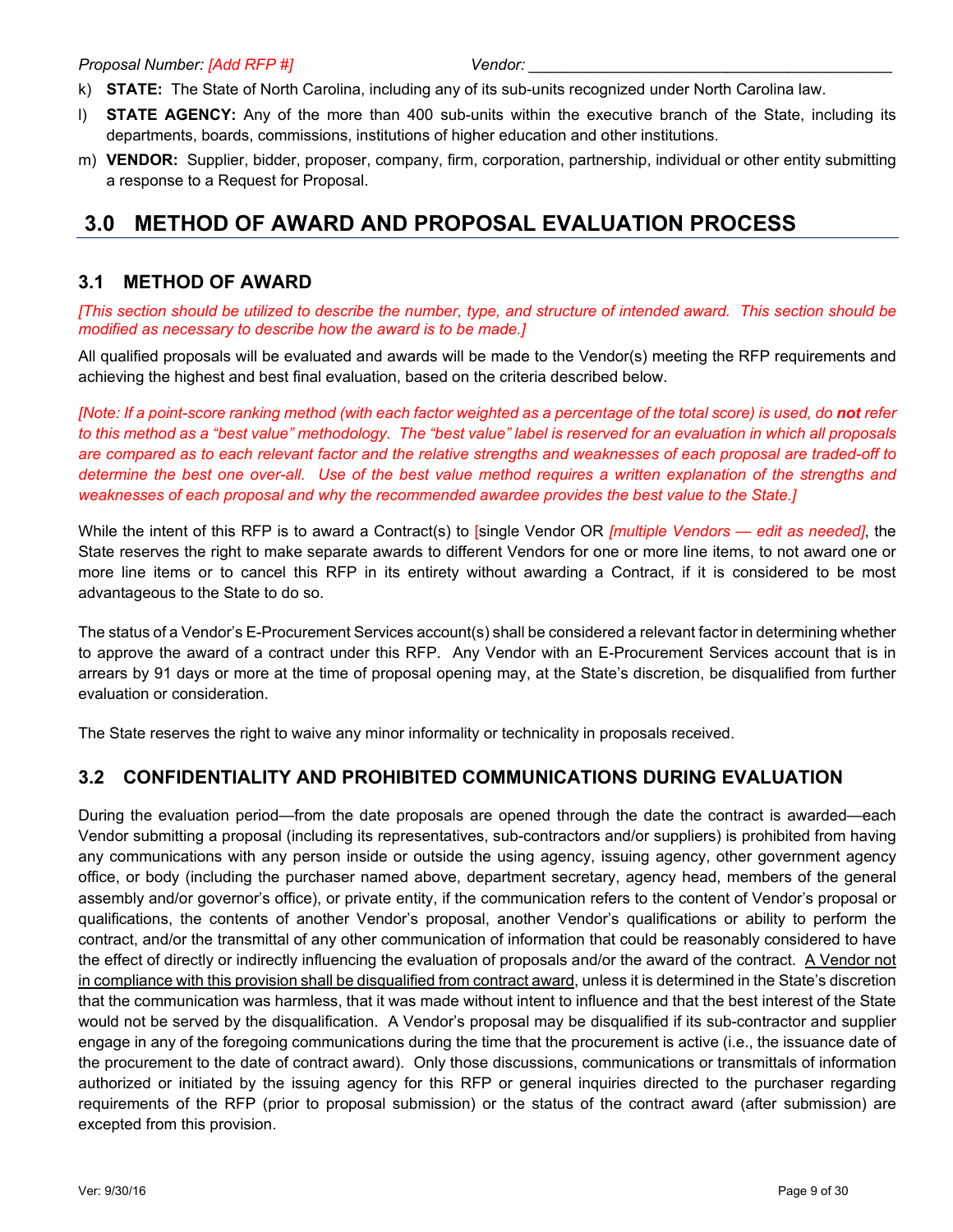k) **STATE:** The State of North Carolina, including any of its sub-units recognized under North Carolina law.

l) **STATE AGENCY:** Any of the more than 400 sub-units within the executive branch of the State, including its departments, boards, commissions, institutions of higher education and other institutions.

m) **VENDOR:** Supplier, bidder, proposer, company, firm, corporation, partnership, individual or other entity submitting a response to a Request for Proposal.

# 3.0 METHOD OF AWARD AND PROPOSAL EVALUATION PROCESS

## 3.1 METHOD OF AWARD

*[This section should be utilized to describe the number, type, and structure of intended award. This section should be modified as necessary to describe how the award is to be made.]*

All qualified proposals will be evaluated and awards will be made to the Vendor(s) meeting the RFP requirements and achieving the highest and best final evaluation, based on the criteria described below.

*[Note: If a point-score ranking method (with each factor weighted as a percentage of the total score) is used, do **not** refer to this method as a "best value" methodology. The "best value" label is reserved for an evaluation in which all proposals are compared as to each relevant factor and the relative strengths and weaknesses of each proposal are traded-off to determine the best one over-all. Use of the best value method requires a written explanation of the strengths and weaknesses of each proposal and why the recommended awardee provides the best value to the State.]*

While the intent of this RFP is to award a Contract(s) to [single Vendor OR *[multiple Vendors — edit as needed]*, the State reserves the right to make separate awards to different Vendors for one or more line items, to not award one or more line items or to cancel this RFP in its entirety without awarding a Contract, if it is considered to be most advantageous to the State to do so.

The status of a Vendor's E-Procurement Services account(s) shall be considered a relevant factor in determining whether to approve the award of a contract under this RFP. Any Vendor with an E-Procurement Services account that is in arrears by 91 days or more at the time of proposal opening may, at the State's discretion, be disqualified from further evaluation or consideration.

The State reserves the right to waive any minor informality or technicality in proposals received.

## 3.2 CONFIDENTIALITY AND PROHIBITED COMMUNICATIONS DURING EVALUATION

During the evaluation period—from the date proposals are opened through the date the contract is awarded—each Vendor submitting a proposal (including its representatives, sub-contractors and/or suppliers) is prohibited from having any communications with any person inside or outside the using agency, issuing agency, other government agency office, or body (including the purchaser named above, department secretary, agency head, members of the general assembly and/or governor's office), or private entity, if the communication refers to the content of Vendor's proposal or qualifications, the contents of another Vendor's proposal, another Vendor's qualifications or ability to perform the contract, and/or the transmittal of any other communication of information that could be reasonably considered to have the effect of directly or indirectly influencing the evaluation of proposals and/or the award of the contract. <u>A Vendor not in compliance with this provision shall be disqualified from contract award</u>, unless it is determined in the State's discretion that the communication was harmless, that it was made without intent to influence and that the best interest of the State would not be served by the disqualification. A Vendor's proposal may be disqualified if its sub-contractor and supplier engage in any of the foregoing communications during the time that the procurement is active (i.e., the issuance date of the procurement to the date of contract award). Only those discussions, communications or transmittals of information authorized or initiated by the issuing agency for this RFP or general inquiries directed to the purchaser regarding requirements of the RFP (prior to proposal submission) or the status of the contract award (after submission) are excepted from this provision.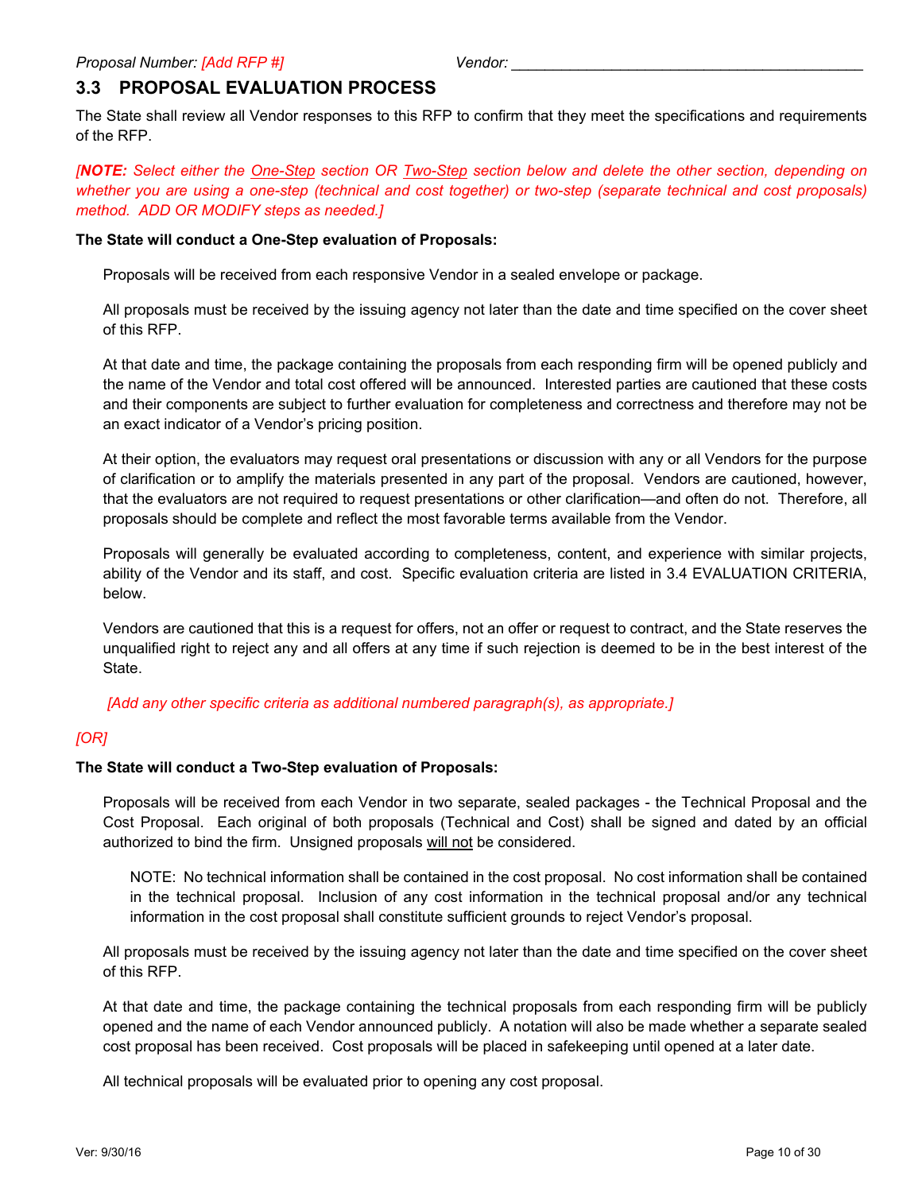Proposal Number: *[Add RFP #]* Vendor: ___________________________________________

## 3.3 PROPOSAL EVALUATION PROCESS

The State shall review all Vendor responses to this RFP to confirm that they meet the specifications and requirements of the RFP.

***[NOTE:** Select either the One-Step section OR Two-Step section below and delete the other section, depending on whether you are using a one-step (technical and cost together) or two-step (separate technical and cost proposals) method. ADD OR MODIFY steps as needed.]*

**The State will conduct a One-Step evaluation of Proposals:**

Proposals will be received from each responsive Vendor in a sealed envelope or package.

All proposals must be received by the issuing agency not later than the date and time specified on the cover sheet of this RFP.

At that date and time, the package containing the proposals from each responding firm will be opened publicly and the name of the Vendor and total cost offered will be announced. Interested parties are cautioned that these costs and their components are subject to further evaluation for completeness and correctness and therefore may not be an exact indicator of a Vendor's pricing position.

At their option, the evaluators may request oral presentations or discussion with any or all Vendors for the purpose of clarification or to amplify the materials presented in any part of the proposal. Vendors are cautioned, however, that the evaluators are not required to request presentations or other clarification—and often do not. Therefore, all proposals should be complete and reflect the most favorable terms available from the Vendor.

Proposals will generally be evaluated according to completeness, content, and experience with similar projects, ability of the Vendor and its staff, and cost. Specific evaluation criteria are listed in 3.4 EVALUATION CRITERIA, below.

Vendors are cautioned that this is a request for offers, not an offer or request to contract, and the State reserves the unqualified right to reject any and all offers at any time if such rejection is deemed to be in the best interest of the State.

*[Add any other specific criteria as additional numbered paragraph(s), as appropriate.]*

*[OR]*

**The State will conduct a Two-Step evaluation of Proposals:**

Proposals will be received from each Vendor in two separate, sealed packages - the Technical Proposal and the Cost Proposal. Each original of both proposals (Technical and Cost) shall be signed and dated by an official authorized to bind the firm. Unsigned proposals will not be considered.

NOTE: No technical information shall be contained in the cost proposal. No cost information shall be contained in the technical proposal. Inclusion of any cost information in the technical proposal and/or any technical information in the cost proposal shall constitute sufficient grounds to reject Vendor's proposal.

All proposals must be received by the issuing agency not later than the date and time specified on the cover sheet of this RFP.

At that date and time, the package containing the technical proposals from each responding firm will be publicly opened and the name of each Vendor announced publicly. A notation will also be made whether a separate sealed cost proposal has been received. Cost proposals will be placed in safekeeping until opened at a later date.

All technical proposals will be evaluated prior to opening any cost proposal.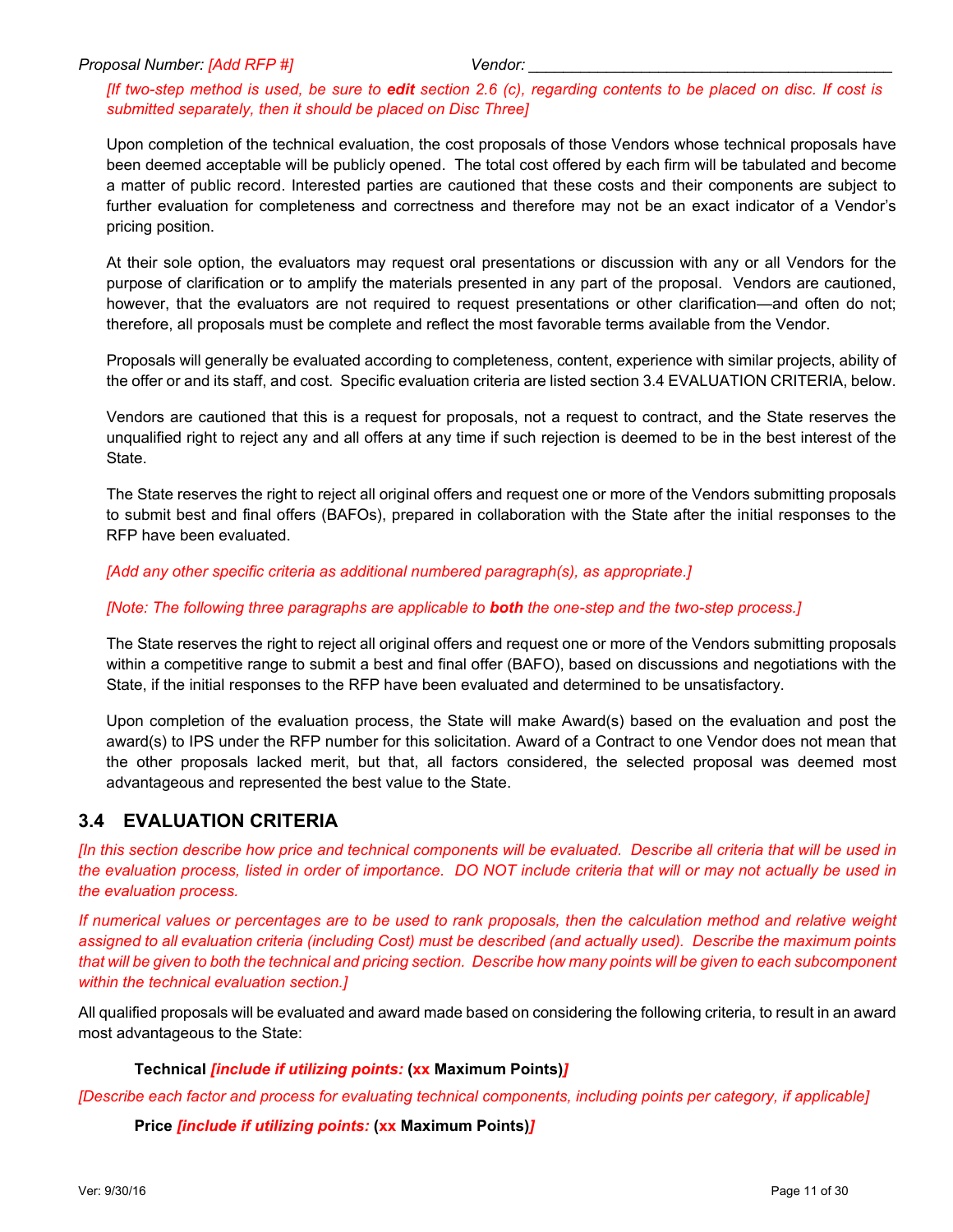*[If two-step method is used, be sure to **edit** section 2.6 (c), regarding contents to be placed on disc. If cost is submitted separately, then it should be placed on Disc Three]*

Upon completion of the technical evaluation, the cost proposals of those Vendors whose technical proposals have been deemed acceptable will be publicly opened. The total cost offered by each firm will be tabulated and become a matter of public record. Interested parties are cautioned that these costs and their components are subject to further evaluation for completeness and correctness and therefore may not be an exact indicator of a Vendor's pricing position.

At their sole option, the evaluators may request oral presentations or discussion with any or all Vendors for the purpose of clarification or to amplify the materials presented in any part of the proposal. Vendors are cautioned, however, that the evaluators are not required to request presentations or other clarification—and often do not; therefore, all proposals must be complete and reflect the most favorable terms available from the Vendor.

Proposals will generally be evaluated according to completeness, content, experience with similar projects, ability of the offer or and its staff, and cost. Specific evaluation criteria are listed section 3.4 EVALUATION CRITERIA, below.

Vendors are cautioned that this is a request for proposals, not a request to contract, and the State reserves the unqualified right to reject any and all offers at any time if such rejection is deemed to be in the best interest of the State.

The State reserves the right to reject all original offers and request one or more of the Vendors submitting proposals to submit best and final offers (BAFOs), prepared in collaboration with the State after the initial responses to the RFP have been evaluated.

*[Add any other specific criteria as additional numbered paragraph(s), as appropriate.]*

*[Note: The following three paragraphs are applicable to **both** the one-step and the two-step process.]*

The State reserves the right to reject all original offers and request one or more of the Vendors submitting proposals within a competitive range to submit a best and final offer (BAFO), based on discussions and negotiations with the State, if the initial responses to the RFP have been evaluated and determined to be unsatisfactory.

Upon completion of the evaluation process, the State will make Award(s) based on the evaluation and post the award(s) to IPS under the RFP number for this solicitation. Award of a Contract to one Vendor does not mean that the other proposals lacked merit, but that, all factors considered, the selected proposal was deemed most advantageous and represented the best value to the State.

## 3.4 EVALUATION CRITERIA

*[In this section describe how price and technical components will be evaluated. Describe all criteria that will be used in the evaluation process, listed in order of importance. DO NOT include criteria that will or may not actually be used in the evaluation process.*

*If numerical values or percentages are to be used to rank proposals, then the calculation method and relative weight assigned to all evaluation criteria (including Cost) must be described (and actually used). Describe the maximum points that will be given to both the technical and pricing section. Describe how many points will be given to each subcomponent within the technical evaluation section.]*

All qualified proposals will be evaluated and award made based on considering the following criteria, to result in an award most advantageous to the State:

**Technical** ***[include if utilizing points:*** **(xx Maximum Points)*]***

*[Describe each factor and process for evaluating technical components, including points per category, if applicable]*

**Price** ***[include if utilizing points:*** **(xx Maximum Points)*]***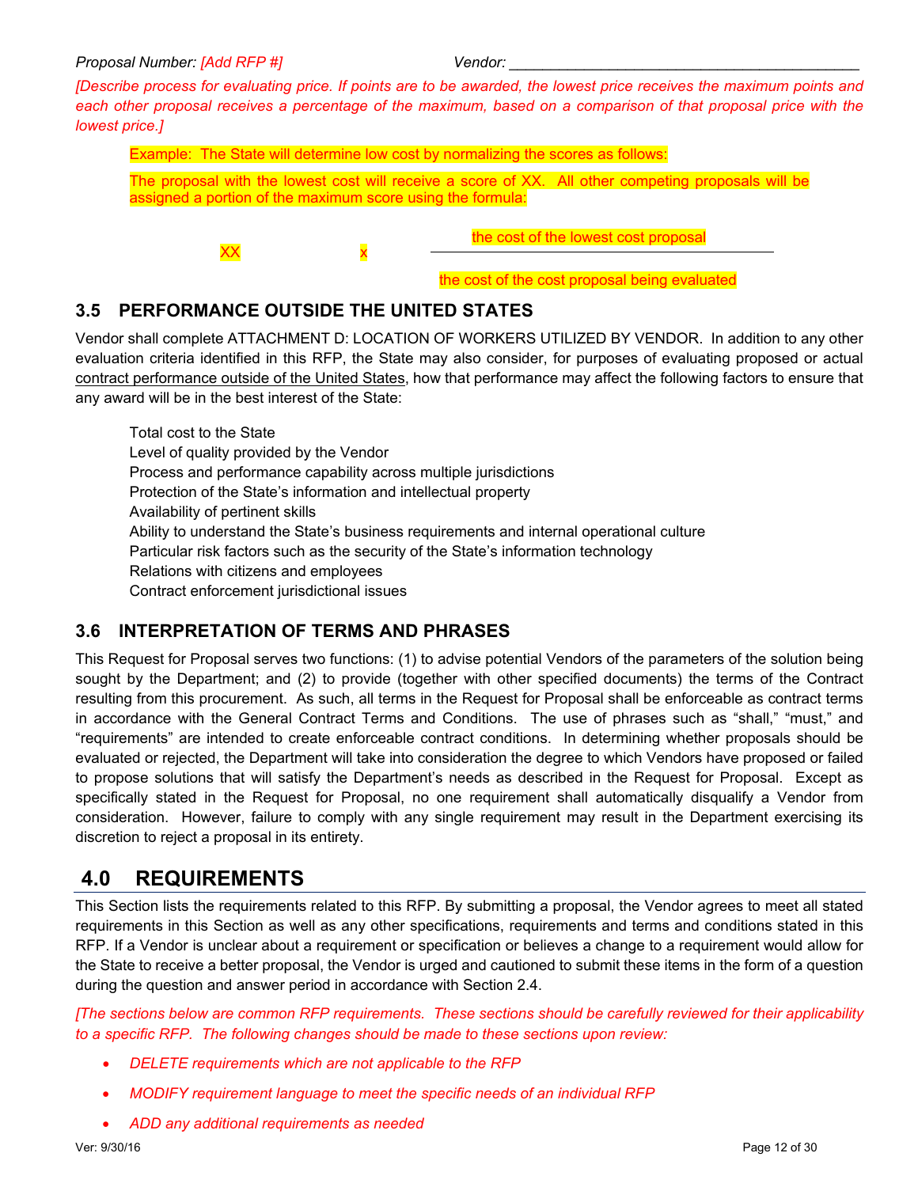Proposal Number: *[Add RFP #]* Vendor: ___________________________________________

*[Describe process for evaluating price. If points are to be awarded, the lowest price receives the maximum points and each other proposal receives a percentage of the maximum, based on a comparison of that proposal price with the lowest price.]*

Example: The State will determine low cost by normalizing the scores as follows:

The proposal with the lowest cost will receive a score of XX. All other competing proposals will be assigned a portion of the maximum score using the formula:

$$XX \quad x \quad \frac{\text{the cost of the lowest cost proposal}}{\text{the cost of the cost proposal being evaluated}}$$

### 3.5 PERFORMANCE OUTSIDE THE UNITED STATES

Vendor shall complete ATTACHMENT D: LOCATION OF WORKERS UTILIZED BY VENDOR. In addition to any other evaluation criteria identified in this RFP, the State may also consider, for purposes of evaluating proposed or actual contract performance outside of the United States, how that performance may affect the following factors to ensure that any award will be in the best interest of the State:

Total cost to the State
Level of quality provided by the Vendor
Process and performance capability across multiple jurisdictions
Protection of the State's information and intellectual property
Availability of pertinent skills
Ability to understand the State's business requirements and internal operational culture
Particular risk factors such as the security of the State's information technology
Relations with citizens and employees
Contract enforcement jurisdictional issues

### 3.6 INTERPRETATION OF TERMS AND PHRASES

This Request for Proposal serves two functions: (1) to advise potential Vendors of the parameters of the solution being sought by the Department; and (2) to provide (together with other specified documents) the terms of the Contract resulting from this procurement. As such, all terms in the Request for Proposal shall be enforceable as contract terms in accordance with the General Contract Terms and Conditions. The use of phrases such as "shall," "must," and "requirements" are intended to create enforceable contract conditions. In determining whether proposals should be evaluated or rejected, the Department will take into consideration the degree to which Vendors have proposed or failed to propose solutions that will satisfy the Department's needs as described in the Request for Proposal. Except as specifically stated in the Request for Proposal, no one requirement shall automatically disqualify a Vendor from consideration. However, failure to comply with any single requirement may result in the Department exercising its discretion to reject a proposal in its entirety.

## 4.0 REQUIREMENTS

This Section lists the requirements related to this RFP. By submitting a proposal, the Vendor agrees to meet all stated requirements in this Section as well as any other specifications, requirements and terms and conditions stated in this RFP. If a Vendor is unclear about a requirement or specification or believes a change to a requirement would allow for the State to receive a better proposal, the Vendor is urged and cautioned to submit these items in the form of a question during the question and answer period in accordance with Section 2.4.

*[The sections below are common RFP requirements. These sections should be carefully reviewed for their applicability to a specific RFP. The following changes should be made to these sections upon review:*

- *DELETE requirements which are not applicable to the RFP*
- *MODIFY requirement language to meet the specific needs of an individual RFP*
- *ADD any additional requirements as needed*

Ver: 9/30/16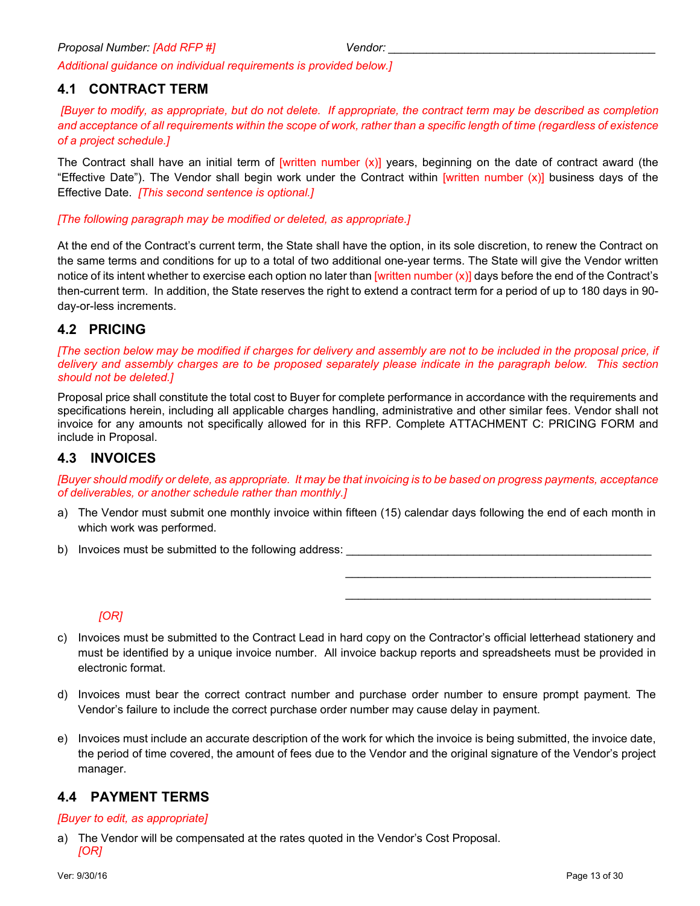*Additional guidance on individual requirements is provided below.]*

## 4.1 CONTRACT TERM

*[Buyer to modify, as appropriate, but do not delete. If appropriate, the contract term may be described as completion and acceptance of all requirements within the scope of work, rather than a specific length of time (regardless of existence of a project schedule.]*

The Contract shall have an initial term of [written number (x)] years, beginning on the date of contract award (the "Effective Date"). The Vendor shall begin work under the Contract within [written number (x)] business days of the Effective Date. *[This second sentence is optional.]*

*[The following paragraph may be modified or deleted, as appropriate.]*

At the end of the Contract's current term, the State shall have the option, in its sole discretion, to renew the Contract on the same terms and conditions for up to a total of two additional one-year terms. The State will give the Vendor written notice of its intent whether to exercise each option no later than [written number (x)] days before the end of the Contract's then-current term. In addition, the State reserves the right to extend a contract term for a period of up to 180 days in 90-day-or-less increments.

## 4.2 PRICING

*[The section below may be modified if charges for delivery and assembly are not to be included in the proposal price, if delivery and assembly charges are to be proposed separately please indicate in the paragraph below. This section should not be deleted.]*

Proposal price shall constitute the total cost to Buyer for complete performance in accordance with the requirements and specifications herein, including all applicable charges handling, administrative and other similar fees. Vendor shall not invoice for any amounts not specifically allowed for in this RFP. Complete ATTACHMENT C: PRICING FORM and include in Proposal.

## 4.3 INVOICES

*[Buyer should modify or delete, as appropriate. It may be that invoicing is to be based on progress payments, acceptance of deliverables, or another schedule rather than monthly.]*

a) The Vendor must submit one monthly invoice within fifteen (15) calendar days following the end of each month in which work was performed.

b) Invoices must be submitted to the following address: ________________________________________________

________________________________________________

________________________________________________

*[OR]*

c) Invoices must be submitted to the Contract Lead in hard copy on the Contractor's official letterhead stationery and must be identified by a unique invoice number. All invoice backup reports and spreadsheets must be provided in electronic format.

d) Invoices must bear the correct contract number and purchase order number to ensure prompt payment. The Vendor's failure to include the correct purchase order number may cause delay in payment.

e) Invoices must include an accurate description of the work for which the invoice is being submitted, the invoice date, the period of time covered, the amount of fees due to the Vendor and the original signature of the Vendor's project manager.

## 4.4 PAYMENT TERMS

*[Buyer to edit, as appropriate]*

a) The Vendor will be compensated at the rates quoted in the Vendor's Cost Proposal.
*[OR]*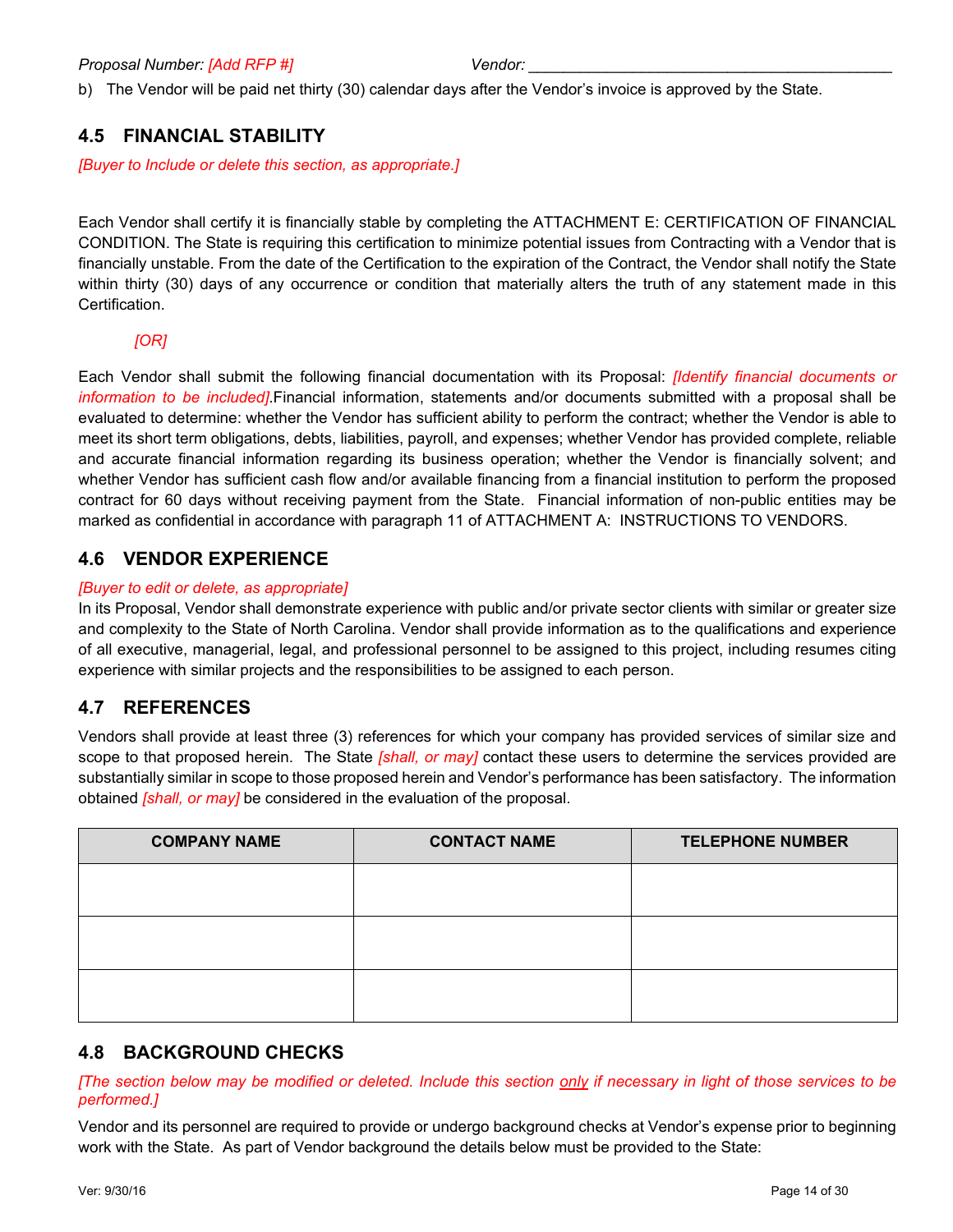b) The Vendor will be paid net thirty (30) calendar days after the Vendor's invoice is approved by the State.

## 4.5 FINANCIAL STABILITY

*[Buyer to Include or delete this section, as appropriate.]*

Each Vendor shall certify it is financially stable by completing the ATTACHMENT E: CERTIFICATION OF FINANCIAL CONDITION. The State is requiring this certification to minimize potential issues from Contracting with a Vendor that is financially unstable. From the date of the Certification to the expiration of the Contract, the Vendor shall notify the State within thirty (30) days of any occurrence or condition that materially alters the truth of any statement made in this Certification.

*[OR]*

Each Vendor shall submit the following financial documentation with its Proposal: *[Identify financial documents or information to be included]*.Financial information, statements and/or documents submitted with a proposal shall be evaluated to determine: whether the Vendor has sufficient ability to perform the contract; whether the Vendor is able to meet its short term obligations, debts, liabilities, payroll, and expenses; whether Vendor has provided complete, reliable and accurate financial information regarding its business operation; whether the Vendor is financially solvent; and whether Vendor has sufficient cash flow and/or available financing from a financial institution to perform the proposed contract for 60 days without receiving payment from the State. Financial information of non-public entities may be marked as confidential in accordance with paragraph 11 of ATTACHMENT A: INSTRUCTIONS TO VENDORS.

## 4.6 VENDOR EXPERIENCE

*[Buyer to edit or delete, as appropriate]*

In its Proposal, Vendor shall demonstrate experience with public and/or private sector clients with similar or greater size and complexity to the State of North Carolina. Vendor shall provide information as to the qualifications and experience of all executive, managerial, legal, and professional personnel to be assigned to this project, including resumes citing experience with similar projects and the responsibilities to be assigned to each person.

## 4.7 REFERENCES

Vendors shall provide at least three (3) references for which your company has provided services of similar size and scope to that proposed herein. The State *[shall, or may]* contact these users to determine the services provided are substantially similar in scope to those proposed herein and Vendor's performance has been satisfactory. The information obtained *[shall, or may]* be considered in the evaluation of the proposal.

| COMPANY NAME | CONTACT NAME | TELEPHONE NUMBER |
|---|---|---|
| | | |
| | | |
| | | |

## 4.8 BACKGROUND CHECKS

*[The section below may be modified or deleted. Include this section only if necessary in light of those services to be performed.]*

Vendor and its personnel are required to provide or undergo background checks at Vendor's expense prior to beginning work with the State. As part of Vendor background the details below must be provided to the State: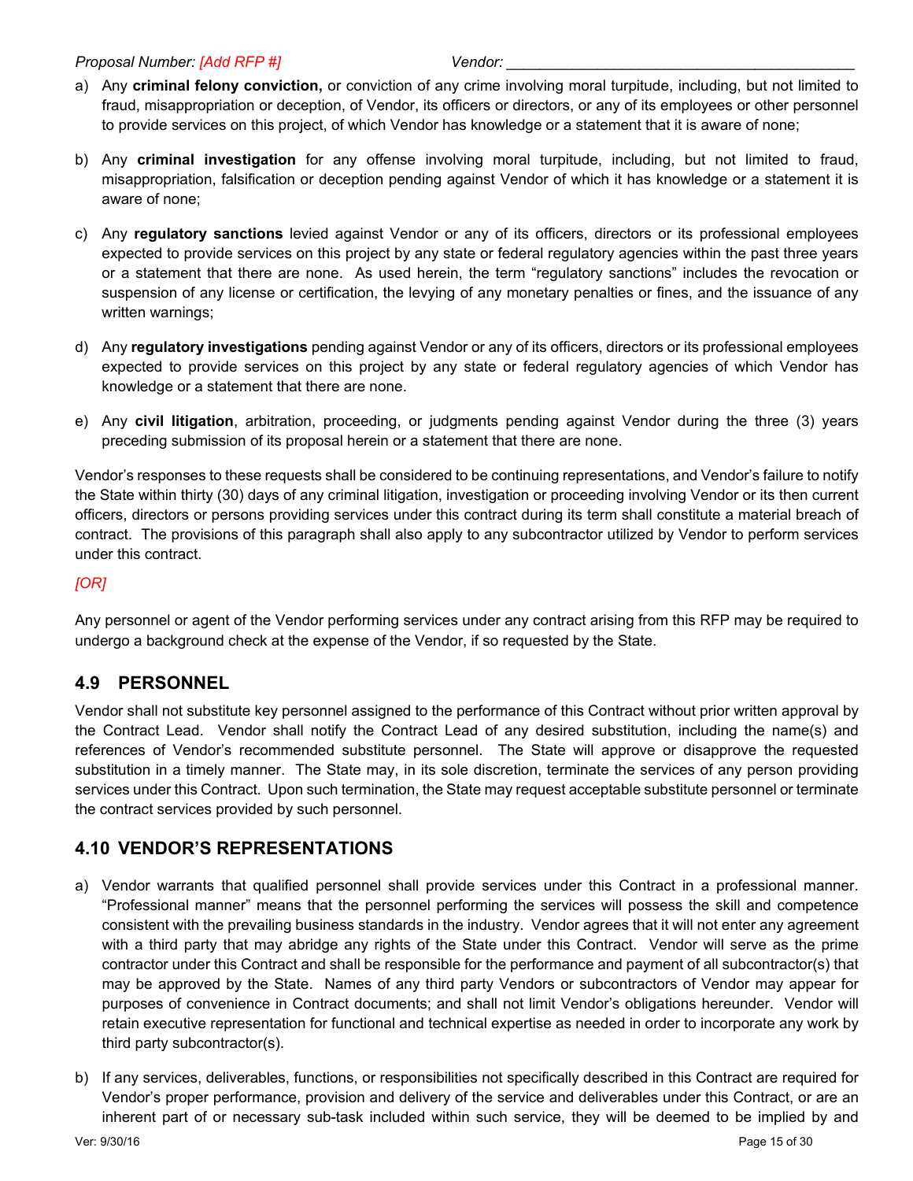a) Any **criminal felony conviction,** or conviction of any crime involving moral turpitude, including, but not limited to fraud, misappropriation or deception, of Vendor, its officers or directors, or any of its employees or other personnel to provide services on this project, of which Vendor has knowledge or a statement that it is aware of none;

b) Any **criminal investigation** for any offense involving moral turpitude, including, but not limited to fraud, misappropriation, falsification or deception pending against Vendor of which it has knowledge or a statement it is aware of none;

c) Any **regulatory sanctions** levied against Vendor or any of its officers, directors or its professional employees expected to provide services on this project by any state or federal regulatory agencies within the past three years or a statement that there are none. As used herein, the term "regulatory sanctions" includes the revocation or suspension of any license or certification, the levying of any monetary penalties or fines, and the issuance of any written warnings;

d) Any **regulatory investigations** pending against Vendor or any of its officers, directors or its professional employees expected to provide services on this project by any state or federal regulatory agencies of which Vendor has knowledge or a statement that there are none.

e) Any **civil litigation**, arbitration, proceeding, or judgments pending against Vendor during the three (3) years preceding submission of its proposal herein or a statement that there are none.

Vendor's responses to these requests shall be considered to be continuing representations, and Vendor's failure to notify the State within thirty (30) days of any criminal litigation, investigation or proceeding involving Vendor or its then current officers, directors or persons providing services under this contract during its term shall constitute a material breach of contract. The provisions of this paragraph shall also apply to any subcontractor utilized by Vendor to perform services under this contract.

*[OR]*

Any personnel or agent of the Vendor performing services under any contract arising from this RFP may be required to undergo a background check at the expense of the Vendor, if so requested by the State.

## 4.9 PERSONNEL

Vendor shall not substitute key personnel assigned to the performance of this Contract without prior written approval by the Contract Lead. Vendor shall notify the Contract Lead of any desired substitution, including the name(s) and references of Vendor's recommended substitute personnel. The State will approve or disapprove the requested substitution in a timely manner. The State may, in its sole discretion, terminate the services of any person providing services under this Contract. Upon such termination, the State may request acceptable substitute personnel or terminate the contract services provided by such personnel.

## 4.10 VENDOR'S REPRESENTATIONS

a) Vendor warrants that qualified personnel shall provide services under this Contract in a professional manner. "Professional manner" means that the personnel performing the services will possess the skill and competence consistent with the prevailing business standards in the industry. Vendor agrees that it will not enter any agreement with a third party that may abridge any rights of the State under this Contract. Vendor will serve as the prime contractor under this Contract and shall be responsible for the performance and payment of all subcontractor(s) that may be approved by the State. Names of any third party Vendors or subcontractors of Vendor may appear for purposes of convenience in Contract documents; and shall not limit Vendor's obligations hereunder. Vendor will retain executive representation for functional and technical expertise as needed in order to incorporate any work by third party subcontractor(s).

b) If any services, deliverables, functions, or responsibilities not specifically described in this Contract are required for Vendor's proper performance, provision and delivery of the service and deliverables under this Contract, or are an inherent part of or necessary sub-task included within such service, they will be deemed to be implied by and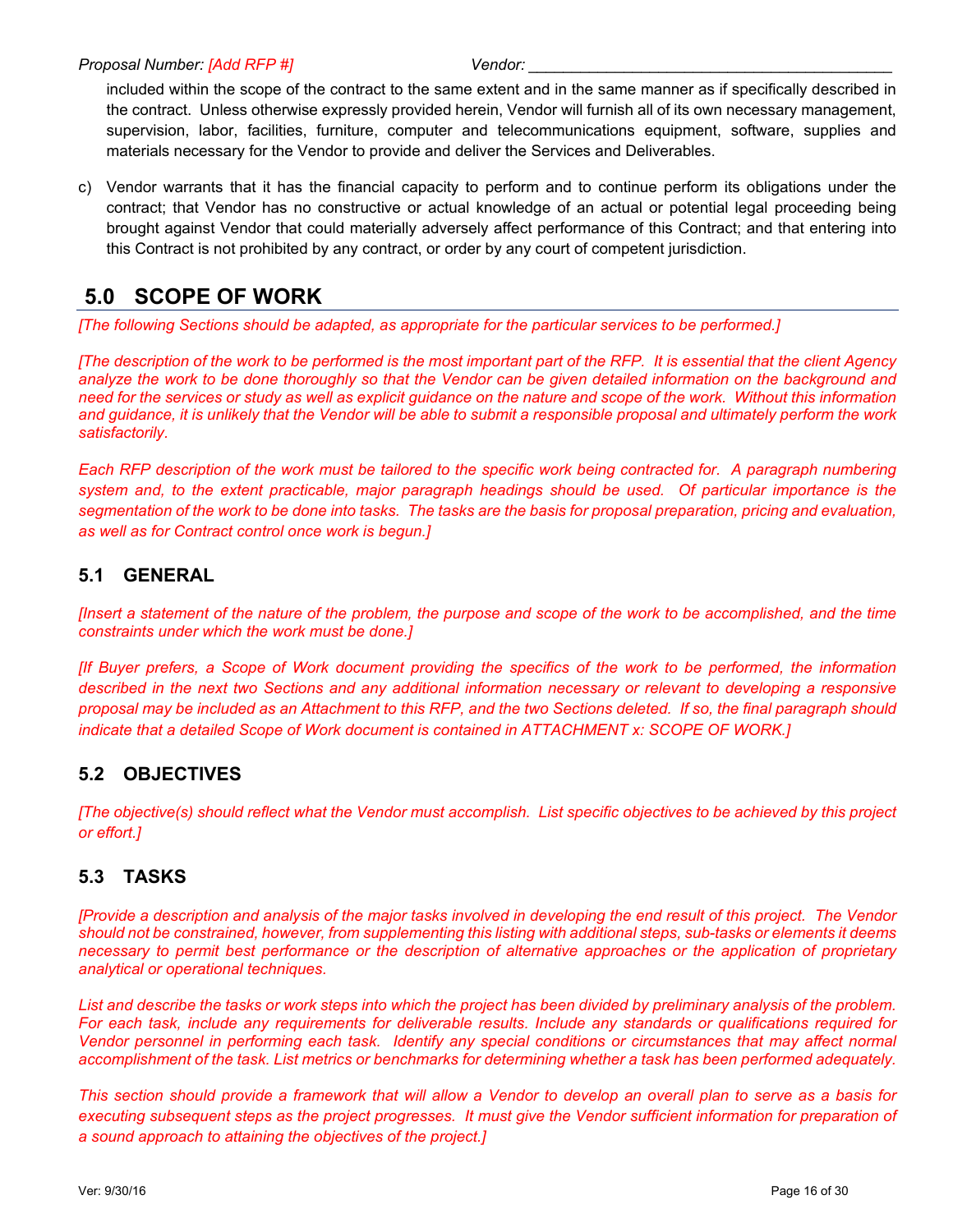included within the scope of the contract to the same extent and in the same manner as if specifically described in the contract. Unless otherwise expressly provided herein, Vendor will furnish all of its own necessary management, supervision, labor, facilities, furniture, computer and telecommunications equipment, software, supplies and materials necessary for the Vendor to provide and deliver the Services and Deliverables.

c) Vendor warrants that it has the financial capacity to perform and to continue perform its obligations under the contract; that Vendor has no constructive or actual knowledge of an actual or potential legal proceeding being brought against Vendor that could materially adversely affect performance of this Contract; and that entering into this Contract is not prohibited by any contract, or order by any court of competent jurisdiction.

# 5.0 SCOPE OF WORK

*[The following Sections should be adapted, as appropriate for the particular services to be performed.]*

*[The description of the work to be performed is the most important part of the RFP. It is essential that the client Agency analyze the work to be done thoroughly so that the Vendor can be given detailed information on the background and need for the services or study as well as explicit guidance on the nature and scope of the work. Without this information and guidance, it is unlikely that the Vendor will be able to submit a responsible proposal and ultimately perform the work satisfactorily.*

*Each RFP description of the work must be tailored to the specific work being contracted for. A paragraph numbering system and, to the extent practicable, major paragraph headings should be used. Of particular importance is the segmentation of the work to be done into tasks. The tasks are the basis for proposal preparation, pricing and evaluation, as well as for Contract control once work is begun.]*

## 5.1 GENERAL

*[Insert a statement of the nature of the problem, the purpose and scope of the work to be accomplished, and the time constraints under which the work must be done.]*

*[If Buyer prefers, a Scope of Work document providing the specifics of the work to be performed, the information described in the next two Sections and any additional information necessary or relevant to developing a responsive proposal may be included as an Attachment to this RFP, and the two Sections deleted. If so, the final paragraph should indicate that a detailed Scope of Work document is contained in ATTACHMENT x: SCOPE OF WORK.]*

## 5.2 OBJECTIVES

*[The objective(s) should reflect what the Vendor must accomplish. List specific objectives to be achieved by this project or effort.]*

## 5.3 TASKS

*[Provide a description and analysis of the major tasks involved in developing the end result of this project. The Vendor should not be constrained, however, from supplementing this listing with additional steps, sub-tasks or elements it deems necessary to permit best performance or the description of alternative approaches or the application of proprietary analytical or operational techniques.*

*List and describe the tasks or work steps into which the project has been divided by preliminary analysis of the problem. For each task, include any requirements for deliverable results. Include any standards or qualifications required for Vendor personnel in performing each task. Identify any special conditions or circumstances that may affect normal accomplishment of the task. List metrics or benchmarks for determining whether a task has been performed adequately.*

*This section should provide a framework that will allow a Vendor to develop an overall plan to serve as a basis for executing subsequent steps as the project progresses. It must give the Vendor sufficient information for preparation of a sound approach to attaining the objectives of the project.]*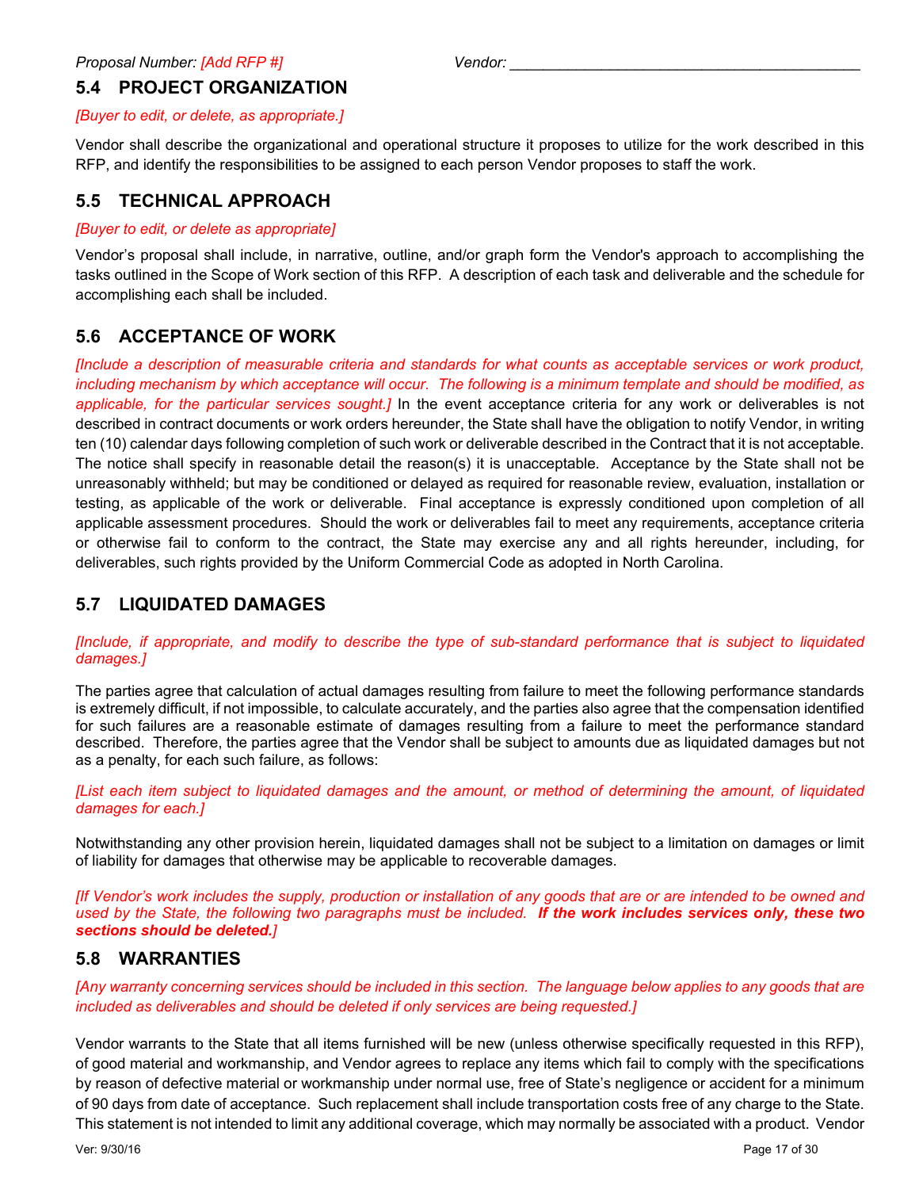## 5.4 PROJECT ORGANIZATION

*[Buyer to edit, or delete, as appropriate.]*

Vendor shall describe the organizational and operational structure it proposes to utilize for the work described in this RFP, and identify the responsibilities to be assigned to each person Vendor proposes to staff the work.

## 5.5 TECHNICAL APPROACH

*[Buyer to edit, or delete as appropriate]*

Vendor's proposal shall include, in narrative, outline, and/or graph form the Vendor's approach to accomplishing the tasks outlined in the Scope of Work section of this RFP. A description of each task and deliverable and the schedule for accomplishing each shall be included.

## 5.6 ACCEPTANCE OF WORK

*[Include a description of measurable criteria and standards for what counts as acceptable services or work product, including mechanism by which acceptance will occur. The following is a minimum template and should be modified, as applicable, for the particular services sought.]* In the event acceptance criteria for any work or deliverables is not described in contract documents or work orders hereunder, the State shall have the obligation to notify Vendor, in writing ten (10) calendar days following completion of such work or deliverable described in the Contract that it is not acceptable. The notice shall specify in reasonable detail the reason(s) it is unacceptable. Acceptance by the State shall not be unreasonably withheld; but may be conditioned or delayed as required for reasonable review, evaluation, installation or testing, as applicable of the work or deliverable. Final acceptance is expressly conditioned upon completion of all applicable assessment procedures. Should the work or deliverables fail to meet any requirements, acceptance criteria or otherwise fail to conform to the contract, the State may exercise any and all rights hereunder, including, for deliverables, such rights provided by the Uniform Commercial Code as adopted in North Carolina.

## 5.7 LIQUIDATED DAMAGES

*[Include, if appropriate, and modify to describe the type of sub-standard performance that is subject to liquidated damages.]*

The parties agree that calculation of actual damages resulting from failure to meet the following performance standards is extremely difficult, if not impossible, to calculate accurately, and the parties also agree that the compensation identified for such failures are a reasonable estimate of damages resulting from a failure to meet the performance standard described. Therefore, the parties agree that the Vendor shall be subject to amounts due as liquidated damages but not as a penalty, for each such failure, as follows:

*[List each item subject to liquidated damages and the amount, or method of determining the amount, of liquidated damages for each.]*

Notwithstanding any other provision herein, liquidated damages shall not be subject to a limitation on damages or limit of liability for damages that otherwise may be applicable to recoverable damages.

*[If Vendor's work includes the supply, production or installation of any goods that are or are intended to be owned and used by the State, the following two paragraphs must be included. **If the work includes services only, these two sections should be deleted.**]*

## 5.8 WARRANTIES

*[Any warranty concerning services should be included in this section. The language below applies to any goods that are included as deliverables and should be deleted if only services are being requested.]*

Vendor warrants to the State that all items furnished will be new (unless otherwise specifically requested in this RFP), of good material and workmanship, and Vendor agrees to replace any items which fail to comply with the specifications by reason of defective material or workmanship under normal use, free of State's negligence or accident for a minimum of 90 days from date of acceptance. Such replacement shall include transportation costs free of any charge to the State. This statement is not intended to limit any additional coverage, which may normally be associated with a product. Vendor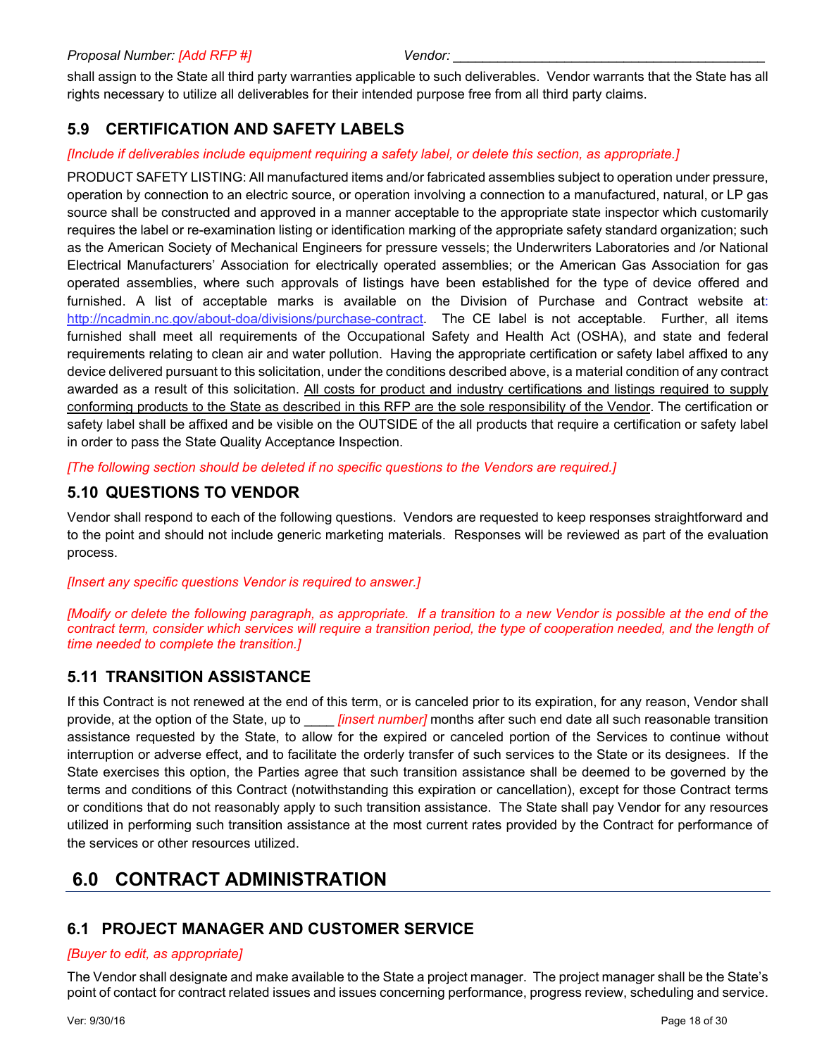shall assign to the State all third party warranties applicable to such deliverables. Vendor warrants that the State has all rights necessary to utilize all deliverables for their intended purpose free from all third party claims.

## 5.9 CERTIFICATION AND SAFETY LABELS

*[Include if deliverables include equipment requiring a safety label, or delete this section, as appropriate.]*

PRODUCT SAFETY LISTING: All manufactured items and/or fabricated assemblies subject to operation under pressure, operation by connection to an electric source, or operation involving a connection to a manufactured, natural, or LP gas source shall be constructed and approved in a manner acceptable to the appropriate state inspector which customarily requires the label or re-examination listing or identification marking of the appropriate safety standard organization; such as the American Society of Mechanical Engineers for pressure vessels; the Underwriters Laboratories and /or National Electrical Manufacturers' Association for electrically operated assemblies; or the American Gas Association for gas operated assemblies, where such approvals of listings have been established for the type of device offered and furnished. A list of acceptable marks is available on the Division of Purchase and Contract website at: http://ncadmin.nc.gov/about-doa/divisions/purchase-contract. The CE label is not acceptable. Further, all items furnished shall meet all requirements of the Occupational Safety and Health Act (OSHA), and state and federal requirements relating to clean air and water pollution. Having the appropriate certification or safety label affixed to any device delivered pursuant to this solicitation, under the conditions described above, is a material condition of any contract awarded as a result of this solicitation. <u>All costs for product and industry certifications and listings required to supply conforming products to the State as described in this RFP are the sole responsibility of the Vendor</u>. The certification or safety label shall be affixed and be visible on the OUTSIDE of the all products that require a certification or safety label in order to pass the State Quality Acceptance Inspection.

*[The following section should be deleted if no specific questions to the Vendors are required.]*

## 5.10 QUESTIONS TO VENDOR

Vendor shall respond to each of the following questions. Vendors are requested to keep responses straightforward and to the point and should not include generic marketing materials. Responses will be reviewed as part of the evaluation process.

*[Insert any specific questions Vendor is required to answer.]*

*[Modify or delete the following paragraph, as appropriate. If a transition to a new Vendor is possible at the end of the contract term, consider which services will require a transition period, the type of cooperation needed, and the length of time needed to complete the transition.]*

## 5.11 TRANSITION ASSISTANCE

If this Contract is not renewed at the end of this term, or is canceled prior to its expiration, for any reason, Vendor shall provide, at the option of the State, up to ____ *[insert number]* months after such end date all such reasonable transition assistance requested by the State, to allow for the expired or canceled portion of the Services to continue without interruption or adverse effect, and to facilitate the orderly transfer of such services to the State or its designees. If the State exercises this option, the Parties agree that such transition assistance shall be deemed to be governed by the terms and conditions of this Contract (notwithstanding this expiration or cancellation), except for those Contract terms or conditions that do not reasonably apply to such transition assistance. The State shall pay Vendor for any resources utilized in performing such transition assistance at the most current rates provided by the Contract for performance of the services or other resources utilized.

# 6.0 CONTRACT ADMINISTRATION

## 6.1 PROJECT MANAGER AND CUSTOMER SERVICE

*[Buyer to edit, as appropriate]*

The Vendor shall designate and make available to the State a project manager. The project manager shall be the State's point of contact for contract related issues and issues concerning performance, progress review, scheduling and service.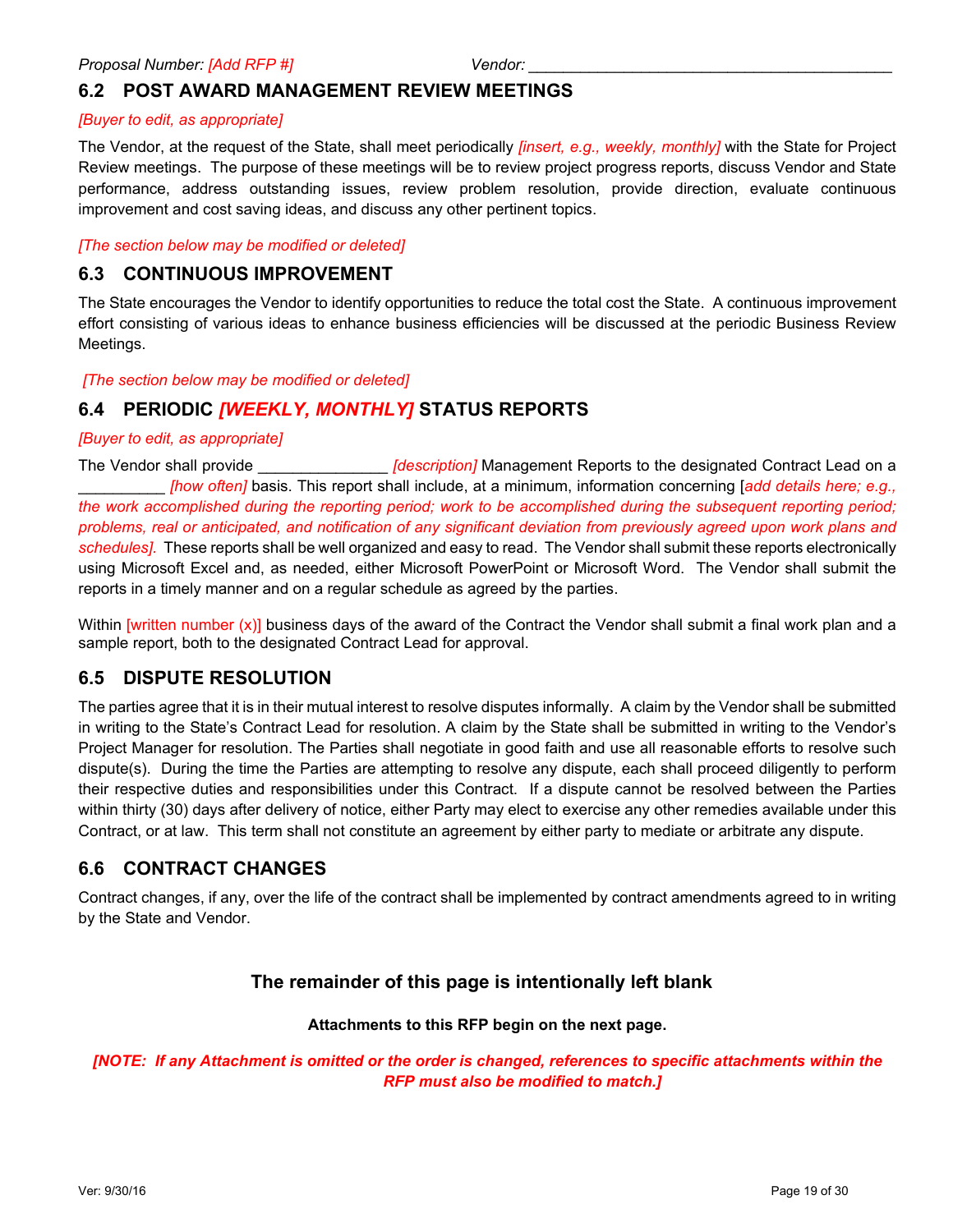## 6.2 POST AWARD MANAGEMENT REVIEW MEETINGS

*[Buyer to edit, as appropriate]*

The Vendor, at the request of the State, shall meet periodically *[insert, e.g., weekly, monthly]* with the State for Project Review meetings. The purpose of these meetings will be to review project progress reports, discuss Vendor and State performance, address outstanding issues, review problem resolution, provide direction, evaluate continuous improvement and cost saving ideas, and discuss any other pertinent topics.

*[The section below may be modified or deleted]*

## 6.3 CONTINUOUS IMPROVEMENT

The State encourages the Vendor to identify opportunities to reduce the total cost the State. A continuous improvement effort consisting of various ideas to enhance business efficiencies will be discussed at the periodic Business Review Meetings.

*[The section below may be modified or deleted]*

## 6.4 PERIODIC *[WEEKLY, MONTHLY]* STATUS REPORTS

*[Buyer to edit, as appropriate]*

The Vendor shall provide _______________ *[description]* Management Reports to the designated Contract Lead on a __________ *[how often]* basis. This report shall include, at a minimum, information concerning [*add details here; e.g., the work accomplished during the reporting period; work to be accomplished during the subsequent reporting period; problems, real or anticipated, and notification of any significant deviation from previously agreed upon work plans and schedules]*. These reports shall be well organized and easy to read. The Vendor shall submit these reports electronically using Microsoft Excel and, as needed, either Microsoft PowerPoint or Microsoft Word. The Vendor shall submit the reports in a timely manner and on a regular schedule as agreed by the parties.

Within [written number (x)] business days of the award of the Contract the Vendor shall submit a final work plan and a sample report, both to the designated Contract Lead for approval.

## 6.5 DISPUTE RESOLUTION

The parties agree that it is in their mutual interest to resolve disputes informally. A claim by the Vendor shall be submitted in writing to the State's Contract Lead for resolution. A claim by the State shall be submitted in writing to the Vendor's Project Manager for resolution. The Parties shall negotiate in good faith and use all reasonable efforts to resolve such dispute(s). During the time the Parties are attempting to resolve any dispute, each shall proceed diligently to perform their respective duties and responsibilities under this Contract. If a dispute cannot be resolved between the Parties within thirty (30) days after delivery of notice, either Party may elect to exercise any other remedies available under this Contract, or at law. This term shall not constitute an agreement by either party to mediate or arbitrate any dispute.

## 6.6 CONTRACT CHANGES

Contract changes, if any, over the life of the contract shall be implemented by contract amendments agreed to in writing by the State and Vendor.

**The remainder of this page is intentionally left blank**

**Attachments to this RFP begin on the next page.**

***[NOTE: If any Attachment is omitted or the order is changed, references to specific attachments within the RFP must also be modified to match.]***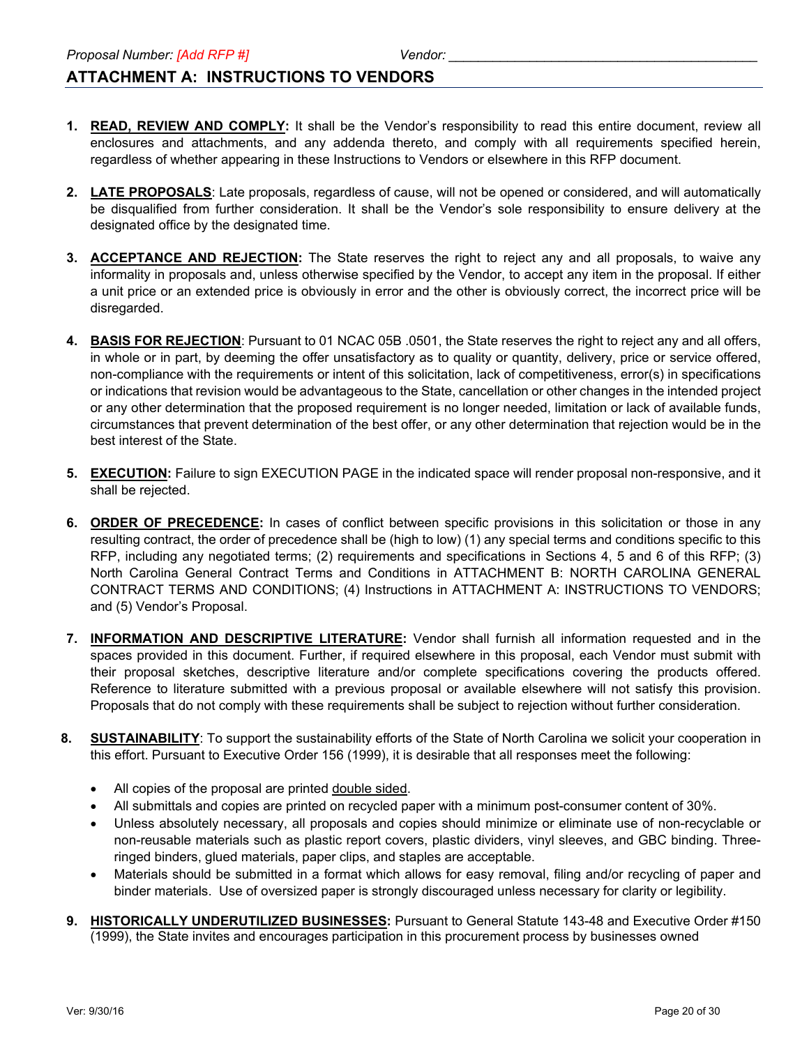Proposal Number: [Add RFP #] Vendor: ___________________________________________

## ATTACHMENT A: INSTRUCTIONS TO VENDORS

1. **READ, REVIEW AND COMPLY:** It shall be the Vendor's responsibility to read this entire document, review all enclosures and attachments, and any addenda thereto, and comply with all requirements specified herein, regardless of whether appearing in these Instructions to Vendors or elsewhere in this RFP document.

2. **LATE PROPOSALS**: Late proposals, regardless of cause, will not be opened or considered, and will automatically be disqualified from further consideration. It shall be the Vendor's sole responsibility to ensure delivery at the designated office by the designated time.

3. **ACCEPTANCE AND REJECTION:** The State reserves the right to reject any and all proposals, to waive any informality in proposals and, unless otherwise specified by the Vendor, to accept any item in the proposal. If either a unit price or an extended price is obviously in error and the other is obviously correct, the incorrect price will be disregarded.

4. **BASIS FOR REJECTION**: Pursuant to 01 NCAC 05B .0501, the State reserves the right to reject any and all offers, in whole or in part, by deeming the offer unsatisfactory as to quality or quantity, delivery, price or service offered, non-compliance with the requirements or intent of this solicitation, lack of competitiveness, error(s) in specifications or indications that revision would be advantageous to the State, cancellation or other changes in the intended project or any other determination that the proposed requirement is no longer needed, limitation or lack of available funds, circumstances that prevent determination of the best offer, or any other determination that rejection would be in the best interest of the State.

5. **EXECUTION:** Failure to sign EXECUTION PAGE in the indicated space will render proposal non-responsive, and it shall be rejected.

6. **ORDER OF PRECEDENCE:** In cases of conflict between specific provisions in this solicitation or those in any resulting contract, the order of precedence shall be (high to low) (1) any special terms and conditions specific to this RFP, including any negotiated terms; (2) requirements and specifications in Sections 4, 5 and 6 of this RFP; (3) North Carolina General Contract Terms and Conditions in ATTACHMENT B: NORTH CAROLINA GENERAL CONTRACT TERMS AND CONDITIONS; (4) Instructions in ATTACHMENT A: INSTRUCTIONS TO VENDORS; and (5) Vendor's Proposal.

7. **INFORMATION AND DESCRIPTIVE LITERATURE:** Vendor shall furnish all information requested and in the spaces provided in this document. Further, if required elsewhere in this proposal, each Vendor must submit with their proposal sketches, descriptive literature and/or complete specifications covering the products offered. Reference to literature submitted with a previous proposal or available elsewhere will not satisfy this provision. Proposals that do not comply with these requirements shall be subject to rejection without further consideration.

8. **SUSTAINABILITY**: To support the sustainability efforts of the State of North Carolina we solicit your cooperation in this effort. Pursuant to Executive Order 156 (1999), it is desirable that all responses meet the following:

   - All copies of the proposal are printed double sided.
   - All submittals and copies are printed on recycled paper with a minimum post-consumer content of 30%.
   - Unless absolutely necessary, all proposals and copies should minimize or eliminate use of non-recyclable or non-reusable materials such as plastic report covers, plastic dividers, vinyl sleeves, and GBC binding. Three-ringed binders, glued materials, paper clips, and staples are acceptable.
   - Materials should be submitted in a format which allows for easy removal, filing and/or recycling of paper and binder materials. Use of oversized paper is strongly discouraged unless necessary for clarity or legibility.

9. **HISTORICALLY UNDERUTILIZED BUSINESSES:** Pursuant to General Statute 143-48 and Executive Order #150 (1999), the State invites and encourages participation in this procurement process by businesses owned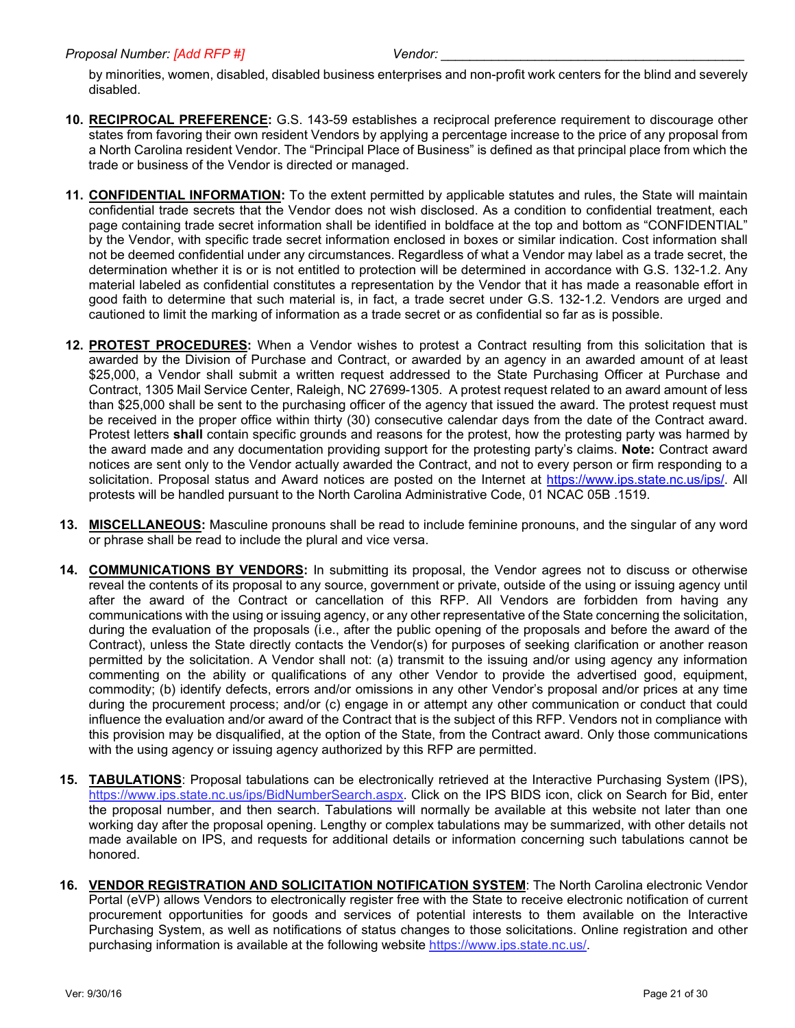by minorities, women, disabled, disabled business enterprises and non-profit work centers for the blind and severely disabled.

10. **RECIPROCAL PREFERENCE:** G.S. 143-59 establishes a reciprocal preference requirement to discourage other states from favoring their own resident Vendors by applying a percentage increase to the price of any proposal from a North Carolina resident Vendor. The "Principal Place of Business" is defined as that principal place from which the trade or business of the Vendor is directed or managed.

11. **CONFIDENTIAL INFORMATION:** To the extent permitted by applicable statutes and rules, the State will maintain confidential trade secrets that the Vendor does not wish disclosed. As a condition to confidential treatment, each page containing trade secret information shall be identified in boldface at the top and bottom as "CONFIDENTIAL" by the Vendor, with specific trade secret information enclosed in boxes or similar indication. Cost information shall not be deemed confidential under any circumstances. Regardless of what a Vendor may label as a trade secret, the determination whether it is or is not entitled to protection will be determined in accordance with G.S. 132-1.2. Any material labeled as confidential constitutes a representation by the Vendor that it has made a reasonable effort in good faith to determine that such material is, in fact, a trade secret under G.S. 132-1.2. Vendors are urged and cautioned to limit the marking of information as a trade secret or as confidential so far as is possible.

12. **PROTEST PROCEDURES:** When a Vendor wishes to protest a Contract resulting from this solicitation that is awarded by the Division of Purchase and Contract, or awarded by an agency in an awarded amount of at least $25,000, a Vendor shall submit a written request addressed to the State Purchasing Officer at Purchase and Contract, 1305 Mail Service Center, Raleigh, NC 27699-1305. A protest request related to an award amount of less than $25,000 shall be sent to the purchasing officer of the agency that issued the award. The protest request must be received in the proper office within thirty (30) consecutive calendar days from the date of the Contract award. Protest letters **shall** contain specific grounds and reasons for the protest, how the protesting party was harmed by the award made and any documentation providing support for the protesting party's claims. **Note:** Contract award notices are sent only to the Vendor actually awarded the Contract, and not to every person or firm responding to a solicitation. Proposal status and Award notices are posted on the Internet at https://www.ips.state.nc.us/ips/. All protests will be handled pursuant to the North Carolina Administrative Code, 01 NCAC 05B .1519.

13. **MISCELLANEOUS:** Masculine pronouns shall be read to include feminine pronouns, and the singular of any word or phrase shall be read to include the plural and vice versa.

14. **COMMUNICATIONS BY VENDORS:** In submitting its proposal, the Vendor agrees not to discuss or otherwise reveal the contents of its proposal to any source, government or private, outside of the using or issuing agency until after the award of the Contract or cancellation of this RFP. All Vendors are forbidden from having any communications with the using or issuing agency, or any other representative of the State concerning the solicitation, during the evaluation of the proposals (i.e., after the public opening of the proposals and before the award of the Contract), unless the State directly contacts the Vendor(s) for purposes of seeking clarification or another reason permitted by the solicitation. A Vendor shall not: (a) transmit to the issuing and/or using agency any information commenting on the ability or qualifications of any other Vendor to provide the advertised good, equipment, commodity; (b) identify defects, errors and/or omissions in any other Vendor's proposal and/or prices at any time during the procurement process; and/or (c) engage in or attempt any other communication or conduct that could influence the evaluation and/or award of the Contract that is the subject of this RFP. Vendors not in compliance with this provision may be disqualified, at the option of the State, from the Contract award. Only those communications with the using agency or issuing agency authorized by this RFP are permitted.

15. **TABULATIONS**: Proposal tabulations can be electronically retrieved at the Interactive Purchasing System (IPS), https://www.ips.state.nc.us/ips/BidNumberSearch.aspx. Click on the IPS BIDS icon, click on Search for Bid, enter the proposal number, and then search. Tabulations will normally be available at this website not later than one working day after the proposal opening. Lengthy or complex tabulations may be summarized, with other details not made available on IPS, and requests for additional details or information concerning such tabulations cannot be honored.

16. **VENDOR REGISTRATION AND SOLICITATION NOTIFICATION SYSTEM**: The North Carolina electronic Vendor Portal (eVP) allows Vendors to electronically register free with the State to receive electronic notification of current procurement opportunities for goods and services of potential interests to them available on the Interactive Purchasing System, as well as notifications of status changes to those solicitations. Online registration and other purchasing information is available at the following website https://www.ips.state.nc.us/.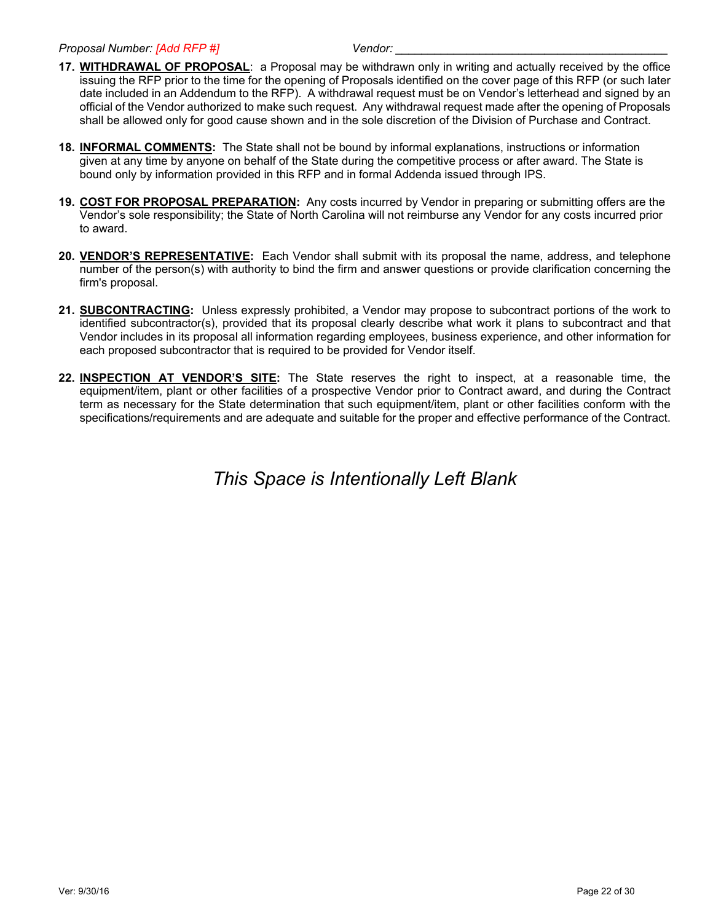17. **WITHDRAWAL OF PROPOSAL**: a Proposal may be withdrawn only in writing and actually received by the office issuing the RFP prior to the time for the opening of Proposals identified on the cover page of this RFP (or such later date included in an Addendum to the RFP). A withdrawal request must be on Vendor's letterhead and signed by an official of the Vendor authorized to make such request. Any withdrawal request made after the opening of Proposals shall be allowed only for good cause shown and in the sole discretion of the Division of Purchase and Contract.

18. **INFORMAL COMMENTS:** The State shall not be bound by informal explanations, instructions or information given at any time by anyone on behalf of the State during the competitive process or after award. The State is bound only by information provided in this RFP and in formal Addenda issued through IPS.

19. **COST FOR PROPOSAL PREPARATION:** Any costs incurred by Vendor in preparing or submitting offers are the Vendor's sole responsibility; the State of North Carolina will not reimburse any Vendor for any costs incurred prior to award.

20. **VENDOR'S REPRESENTATIVE:** Each Vendor shall submit with its proposal the name, address, and telephone number of the person(s) with authority to bind the firm and answer questions or provide clarification concerning the firm's proposal.

21. **SUBCONTRACTING:** Unless expressly prohibited, a Vendor may propose to subcontract portions of the work to identified subcontractor(s), provided that its proposal clearly describe what work it plans to subcontract and that Vendor includes in its proposal all information regarding employees, business experience, and other information for each proposed subcontractor that is required to be provided for Vendor itself.

22. **INSPECTION AT VENDOR'S SITE:** The State reserves the right to inspect, at a reasonable time, the equipment/item, plant or other facilities of a prospective Vendor prior to Contract award, and during the Contract term as necessary for the State determination that such equipment/item, plant or other facilities conform with the specifications/requirements and are adequate and suitable for the proper and effective performance of the Contract.

*This Space is Intentionally Left Blank*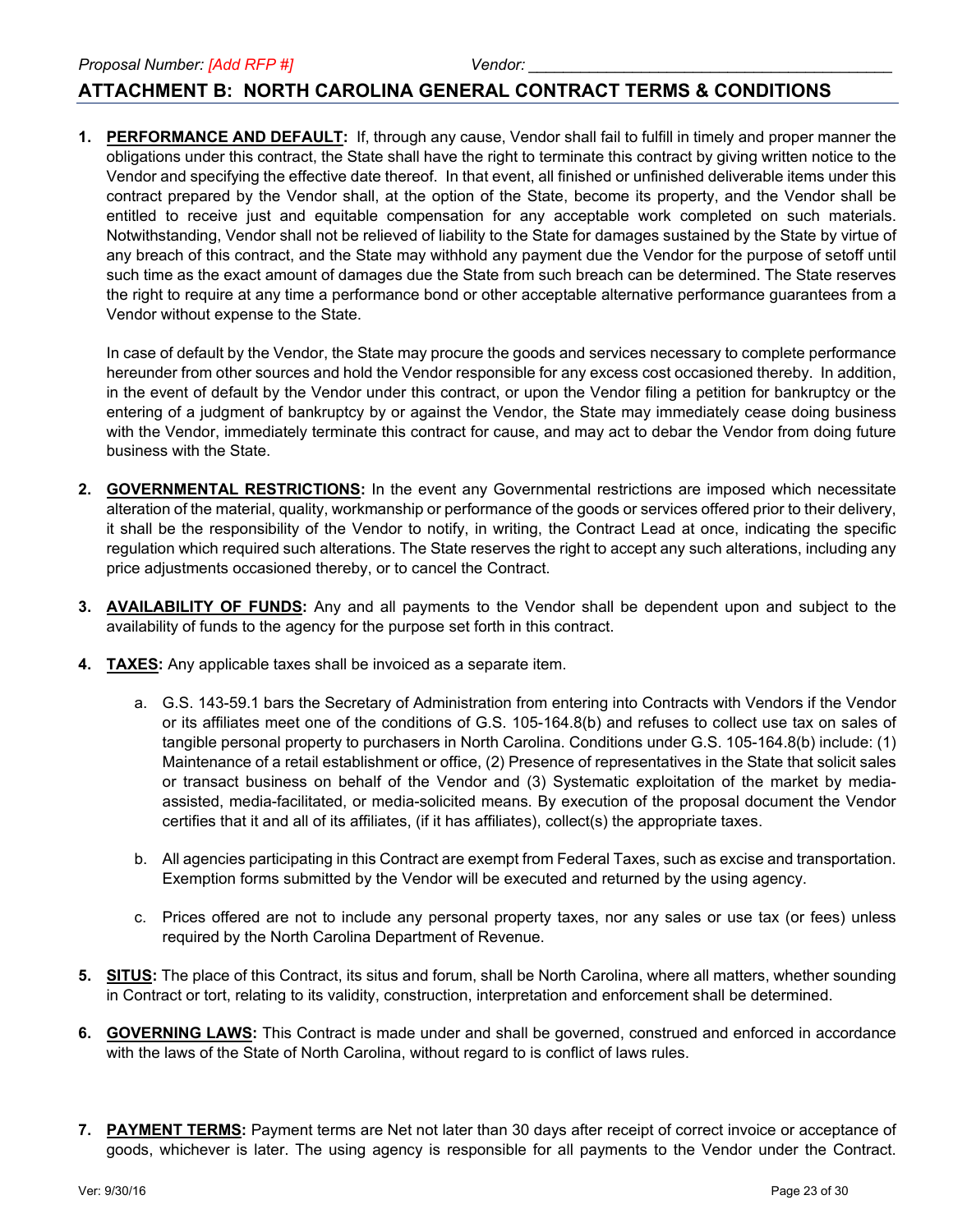## ATTACHMENT B: NORTH CAROLINA GENERAL CONTRACT TERMS & CONDITIONS

1. **PERFORMANCE AND DEFAULT:** If, through any cause, Vendor shall fail to fulfill in timely and proper manner the obligations under this contract, the State shall have the right to terminate this contract by giving written notice to the Vendor and specifying the effective date thereof. In that event, all finished or unfinished deliverable items under this contract prepared by the Vendor shall, at the option of the State, become its property, and the Vendor shall be entitled to receive just and equitable compensation for any acceptable work completed on such materials. Notwithstanding, Vendor shall not be relieved of liability to the State for damages sustained by the State by virtue of any breach of this contract, and the State may withhold any payment due the Vendor for the purpose of setoff until such time as the exact amount of damages due the State from such breach can be determined. The State reserves the right to require at any time a performance bond or other acceptable alternative performance guarantees from a Vendor without expense to the State.

   In case of default by the Vendor, the State may procure the goods and services necessary to complete performance hereunder from other sources and hold the Vendor responsible for any excess cost occasioned thereby. In addition, in the event of default by the Vendor under this contract, or upon the Vendor filing a petition for bankruptcy or the entering of a judgment of bankruptcy by or against the Vendor, the State may immediately cease doing business with the Vendor, immediately terminate this contract for cause, and may act to debar the Vendor from doing future business with the State.

2. **GOVERNMENTAL RESTRICTIONS:** In the event any Governmental restrictions are imposed which necessitate alteration of the material, quality, workmanship or performance of the goods or services offered prior to their delivery, it shall be the responsibility of the Vendor to notify, in writing, the Contract Lead at once, indicating the specific regulation which required such alterations. The State reserves the right to accept any such alterations, including any price adjustments occasioned thereby, or to cancel the Contract.

3. **AVAILABILITY OF FUNDS:** Any and all payments to the Vendor shall be dependent upon and subject to the availability of funds to the agency for the purpose set forth in this contract.

4. **TAXES:** Any applicable taxes shall be invoiced as a separate item.

   a. G.S. 143-59.1 bars the Secretary of Administration from entering into Contracts with Vendors if the Vendor or its affiliates meet one of the conditions of G.S. 105-164.8(b) and refuses to collect use tax on sales of tangible personal property to purchasers in North Carolina. Conditions under G.S. 105-164.8(b) include: (1) Maintenance of a retail establishment or office, (2) Presence of representatives in the State that solicit sales or transact business on behalf of the Vendor and (3) Systematic exploitation of the market by media-assisted, media-facilitated, or media-solicited means. By execution of the proposal document the Vendor certifies that it and all of its affiliates, (if it has affiliates), collect(s) the appropriate taxes.

   b. All agencies participating in this Contract are exempt from Federal Taxes, such as excise and transportation. Exemption forms submitted by the Vendor will be executed and returned by the using agency.

   c. Prices offered are not to include any personal property taxes, nor any sales or use tax (or fees) unless required by the North Carolina Department of Revenue.

5. **SITUS:** The place of this Contract, its situs and forum, shall be North Carolina, where all matters, whether sounding in Contract or tort, relating to its validity, construction, interpretation and enforcement shall be determined.

6. **GOVERNING LAWS:** This Contract is made under and shall be governed, construed and enforced in accordance with the laws of the State of North Carolina, without regard to is conflict of laws rules.

7. **PAYMENT TERMS:** Payment terms are Net not later than 30 days after receipt of correct invoice or acceptance of goods, whichever is later. The using agency is responsible for all payments to the Vendor under the Contract.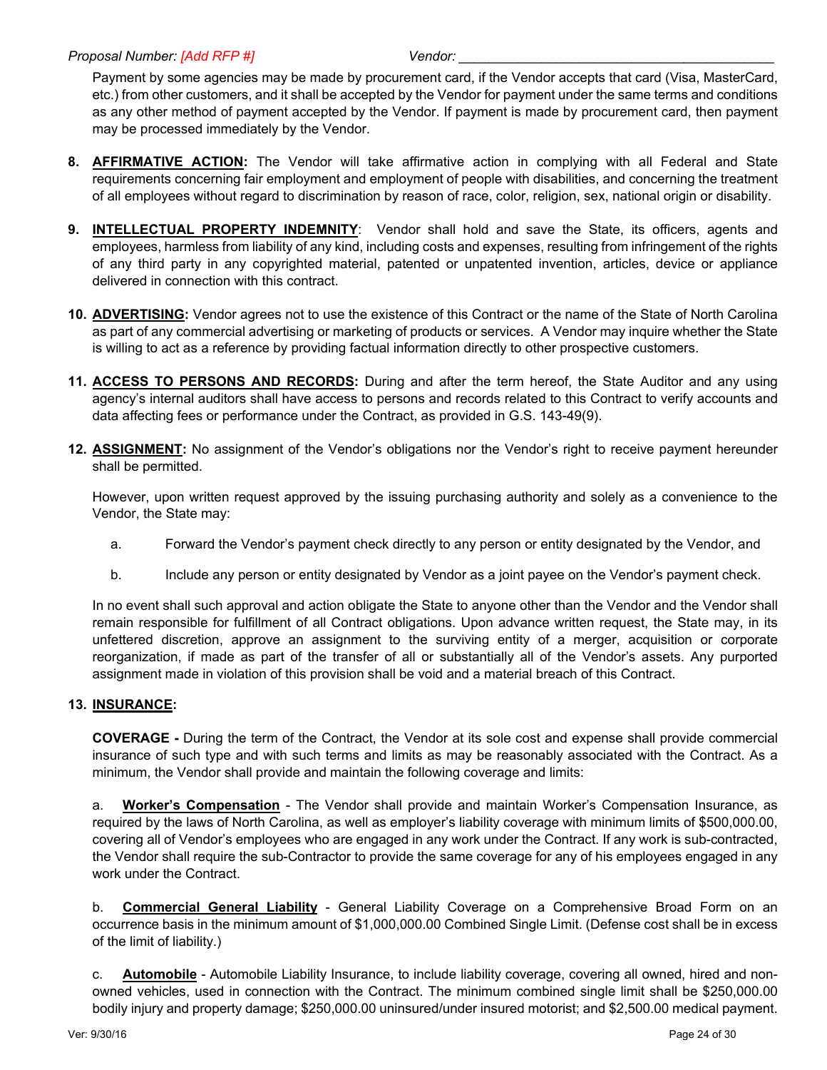Payment by some agencies may be made by procurement card, if the Vendor accepts that card (Visa, MasterCard, etc.) from other customers, and it shall be accepted by the Vendor for payment under the same terms and conditions as any other method of payment accepted by the Vendor. If payment is made by procurement card, then payment may be processed immediately by the Vendor.

8. **AFFIRMATIVE ACTION:** The Vendor will take affirmative action in complying with all Federal and State requirements concerning fair employment and employment of people with disabilities, and concerning the treatment of all employees without regard to discrimination by reason of race, color, religion, sex, national origin or disability.

9. **INTELLECTUAL PROPERTY INDEMNITY**: Vendor shall hold and save the State, its officers, agents and employees, harmless from liability of any kind, including costs and expenses, resulting from infringement of the rights of any third party in any copyrighted material, patented or unpatented invention, articles, device or appliance delivered in connection with this contract.

10. **ADVERTISING:** Vendor agrees not to use the existence of this Contract or the name of the State of North Carolina as part of any commercial advertising or marketing of products or services. A Vendor may inquire whether the State is willing to act as a reference by providing factual information directly to other prospective customers.

11. **ACCESS TO PERSONS AND RECORDS:** During and after the term hereof, the State Auditor and any using agency's internal auditors shall have access to persons and records related to this Contract to verify accounts and data affecting fees or performance under the Contract, as provided in G.S. 143-49(9).

12. **ASSIGNMENT:** No assignment of the Vendor's obligations nor the Vendor's right to receive payment hereunder shall be permitted.

    However, upon written request approved by the issuing purchasing authority and solely as a convenience to the Vendor, the State may:

    a. Forward the Vendor's payment check directly to any person or entity designated by the Vendor, and

    b. Include any person or entity designated by Vendor as a joint payee on the Vendor's payment check.

    In no event shall such approval and action obligate the State to anyone other than the Vendor and the Vendor shall remain responsible for fulfillment of all Contract obligations. Upon advance written request, the State may, in its unfettered discretion, approve an assignment to the surviving entity of a merger, acquisition or corporate reorganization, if made as part of the transfer of all or substantially all of the Vendor's assets. Any purported assignment made in violation of this provision shall be void and a material breach of this Contract.

13. **INSURANCE:**

    **COVERAGE -** During the term of the Contract, the Vendor at its sole cost and expense shall provide commercial insurance of such type and with such terms and limits as may be reasonably associated with the Contract. As a minimum, the Vendor shall provide and maintain the following coverage and limits:

    a. **Worker's Compensation** - The Vendor shall provide and maintain Worker's Compensation Insurance, as required by the laws of North Carolina, as well as employer's liability coverage with minimum limits of $500,000.00, covering all of Vendor's employees who are engaged in any work under the Contract. If any work is sub-contracted, the Vendor shall require the sub-Contractor to provide the same coverage for any of his employees engaged in any work under the Contract.

    b. **Commercial General Liability** - General Liability Coverage on a Comprehensive Broad Form on an occurrence basis in the minimum amount of $1,000,000.00 Combined Single Limit. (Defense cost shall be in excess of the limit of liability.)

    c. **Automobile** - Automobile Liability Insurance, to include liability coverage, covering all owned, hired and non-owned vehicles, used in connection with the Contract. The minimum combined single limit shall be $250,000.00 bodily injury and property damage; $250,000.00 uninsured/under insured motorist; and $2,500.00 medical payment.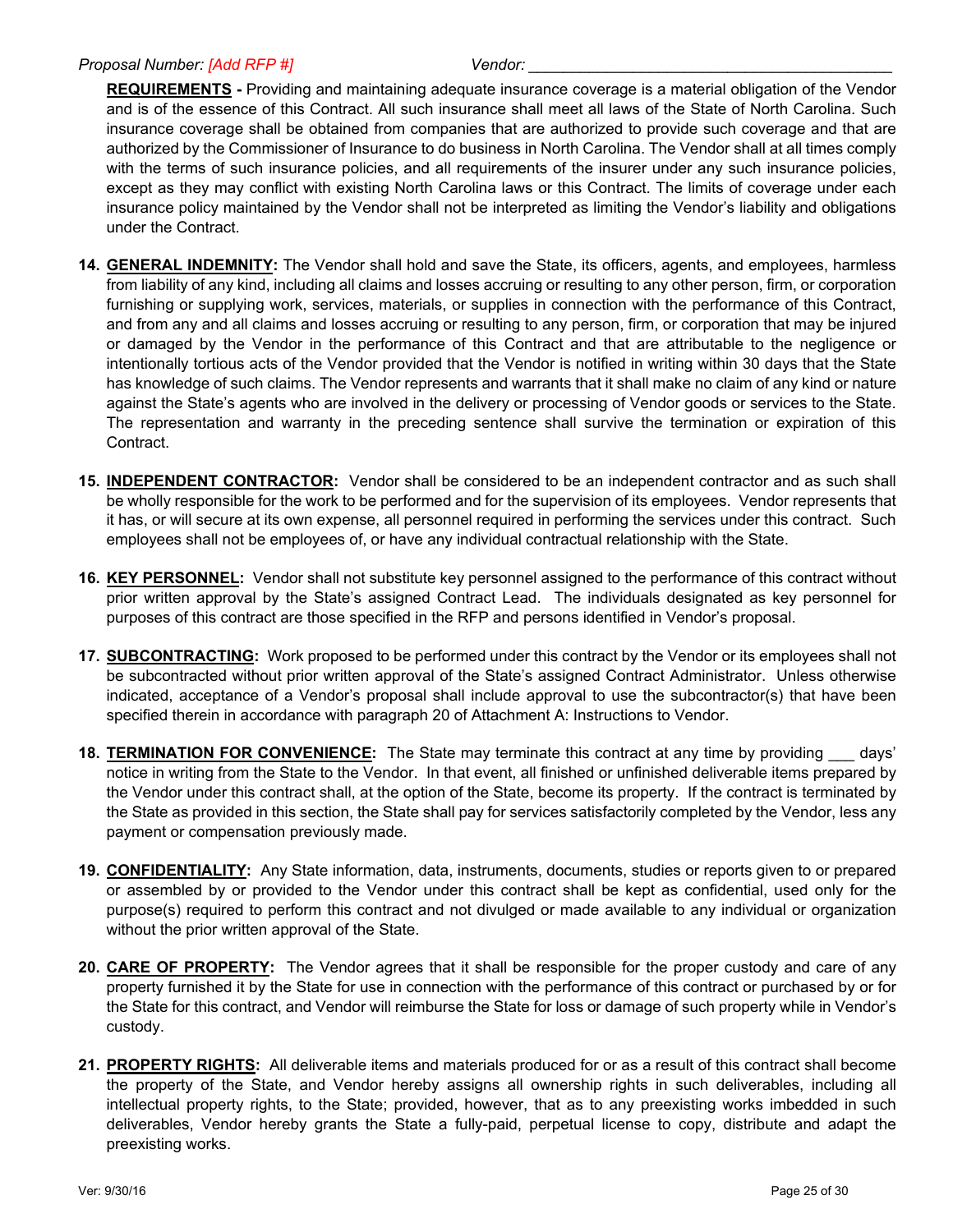**REQUIREMENTS -** Providing and maintaining adequate insurance coverage is a material obligation of the Vendor and is of the essence of this Contract. All such insurance shall meet all laws of the State of North Carolina. Such insurance coverage shall be obtained from companies that are authorized to provide such coverage and that are authorized by the Commissioner of Insurance to do business in North Carolina. The Vendor shall at all times comply with the terms of such insurance policies, and all requirements of the insurer under any such insurance policies, except as they may conflict with existing North Carolina laws or this Contract. The limits of coverage under each insurance policy maintained by the Vendor shall not be interpreted as limiting the Vendor's liability and obligations under the Contract.

14. **GENERAL INDEMNITY:** The Vendor shall hold and save the State, its officers, agents, and employees, harmless from liability of any kind, including all claims and losses accruing or resulting to any other person, firm, or corporation furnishing or supplying work, services, materials, or supplies in connection with the performance of this Contract, and from any and all claims and losses accruing or resulting to any person, firm, or corporation that may be injured or damaged by the Vendor in the performance of this Contract and that are attributable to the negligence or intentionally tortious acts of the Vendor provided that the Vendor is notified in writing within 30 days that the State has knowledge of such claims. The Vendor represents and warrants that it shall make no claim of any kind or nature against the State's agents who are involved in the delivery or processing of Vendor goods or services to the State. The representation and warranty in the preceding sentence shall survive the termination or expiration of this Contract.

15. **INDEPENDENT CONTRACTOR:** Vendor shall be considered to be an independent contractor and as such shall be wholly responsible for the work to be performed and for the supervision of its employees. Vendor represents that it has, or will secure at its own expense, all personnel required in performing the services under this contract. Such employees shall not be employees of, or have any individual contractual relationship with the State.

16. **KEY PERSONNEL:** Vendor shall not substitute key personnel assigned to the performance of this contract without prior written approval by the State's assigned Contract Lead. The individuals designated as key personnel for purposes of this contract are those specified in the RFP and persons identified in Vendor's proposal.

17. **SUBCONTRACTING:** Work proposed to be performed under this contract by the Vendor or its employees shall not be subcontracted without prior written approval of the State's assigned Contract Administrator. Unless otherwise indicated, acceptance of a Vendor's proposal shall include approval to use the subcontractor(s) that have been specified therein in accordance with paragraph 20 of Attachment A: Instructions to Vendor.

18. **TERMINATION FOR CONVENIENCE:** The State may terminate this contract at any time by providing ___ days' notice in writing from the State to the Vendor. In that event, all finished or unfinished deliverable items prepared by the Vendor under this contract shall, at the option of the State, become its property. If the contract is terminated by the State as provided in this section, the State shall pay for services satisfactorily completed by the Vendor, less any payment or compensation previously made.

19. **CONFIDENTIALITY:** Any State information, data, instruments, documents, studies or reports given to or prepared or assembled by or provided to the Vendor under this contract shall be kept as confidential, used only for the purpose(s) required to perform this contract and not divulged or made available to any individual or organization without the prior written approval of the State.

20. **CARE OF PROPERTY:** The Vendor agrees that it shall be responsible for the proper custody and care of any property furnished it by the State for use in connection with the performance of this contract or purchased by or for the State for this contract, and Vendor will reimburse the State for loss or damage of such property while in Vendor's custody.

21. **PROPERTY RIGHTS:** All deliverable items and materials produced for or as a result of this contract shall become the property of the State, and Vendor hereby assigns all ownership rights in such deliverables, including all intellectual property rights, to the State; provided, however, that as to any preexisting works imbedded in such deliverables, Vendor hereby grants the State a fully-paid, perpetual license to copy, distribute and adapt the preexisting works.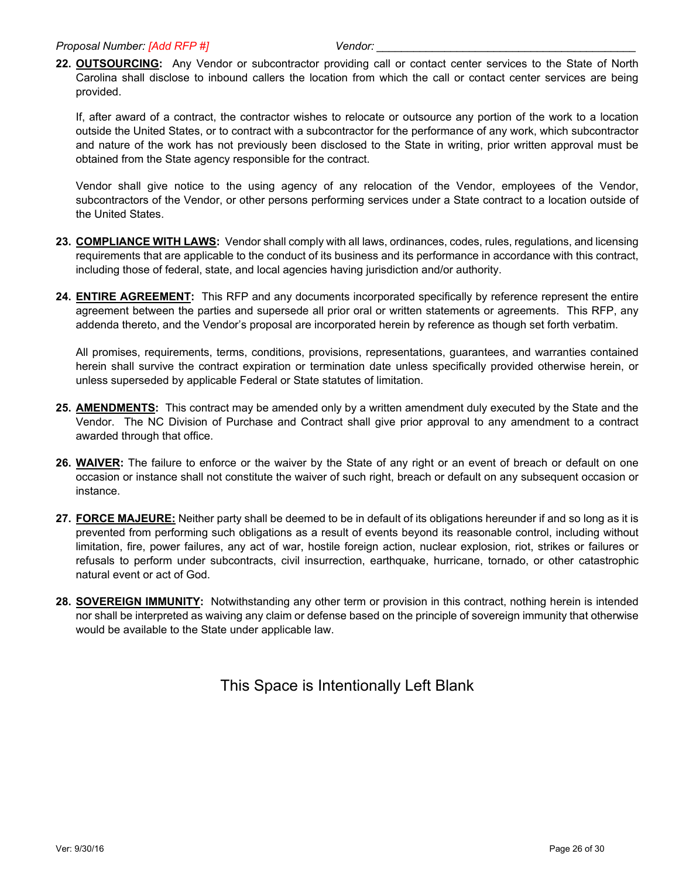22. **OUTSOURCING:** Any Vendor or subcontractor providing call or contact center services to the State of North Carolina shall disclose to inbound callers the location from which the call or contact center services are being provided.

    If, after award of a contract, the contractor wishes to relocate or outsource any portion of the work to a location outside the United States, or to contract with a subcontractor for the performance of any work, which subcontractor and nature of the work has not previously been disclosed to the State in writing, prior written approval must be obtained from the State agency responsible for the contract.

    Vendor shall give notice to the using agency of any relocation of the Vendor, employees of the Vendor, subcontractors of the Vendor, or other persons performing services under a State contract to a location outside of the United States.

23. **COMPLIANCE WITH LAWS:** Vendor shall comply with all laws, ordinances, codes, rules, regulations, and licensing requirements that are applicable to the conduct of its business and its performance in accordance with this contract, including those of federal, state, and local agencies having jurisdiction and/or authority.

24. **ENTIRE AGREEMENT:** This RFP and any documents incorporated specifically by reference represent the entire agreement between the parties and supersede all prior oral or written statements or agreements. This RFP, any addenda thereto, and the Vendor's proposal are incorporated herein by reference as though set forth verbatim.

    All promises, requirements, terms, conditions, provisions, representations, guarantees, and warranties contained herein shall survive the contract expiration or termination date unless specifically provided otherwise herein, or unless superseded by applicable Federal or State statutes of limitation.

25. **AMENDMENTS:** This contract may be amended only by a written amendment duly executed by the State and the Vendor. The NC Division of Purchase and Contract shall give prior approval to any amendment to a contract awarded through that office.

26. **WAIVER:** The failure to enforce or the waiver by the State of any right or an event of breach or default on one occasion or instance shall not constitute the waiver of such right, breach or default on any subsequent occasion or instance.

27. **FORCE MAJEURE:** Neither party shall be deemed to be in default of its obligations hereunder if and so long as it is prevented from performing such obligations as a result of events beyond its reasonable control, including without limitation, fire, power failures, any act of war, hostile foreign action, nuclear explosion, riot, strikes or failures or refusals to perform under subcontracts, civil insurrection, earthquake, hurricane, tornado, or other catastrophic natural event or act of God.

28. **SOVEREIGN IMMUNITY:** Notwithstanding any other term or provision in this contract, nothing herein is intended nor shall be interpreted as waiving any claim or defense based on the principle of sovereign immunity that otherwise would be available to the State under applicable law.

This Space is Intentionally Left Blank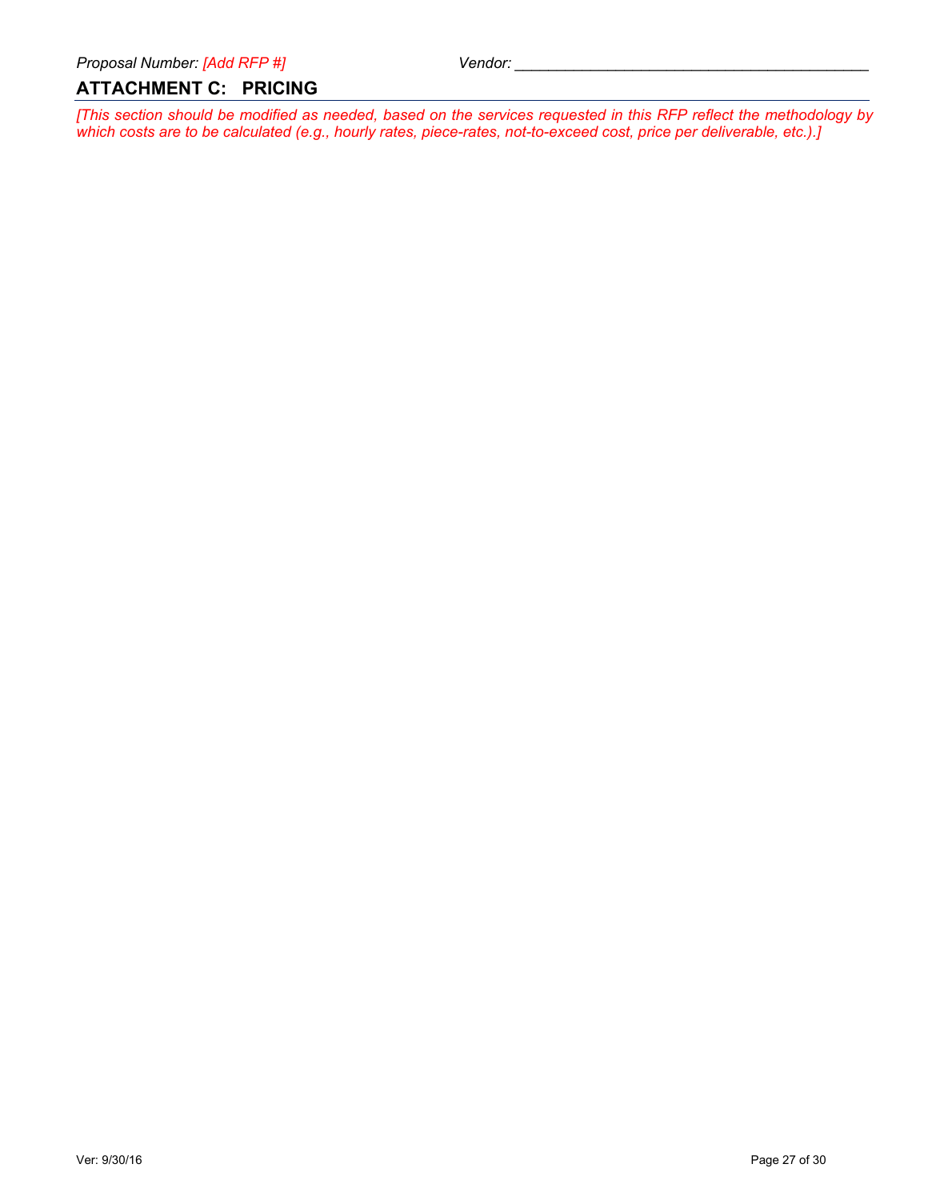*Proposal Number: [Add RFP #]* *Vendor: ________________________________________*

## ATTACHMENT C: PRICING

*[This section should be modified as needed, based on the services requested in this RFP reflect the methodology by which costs are to be calculated (e.g., hourly rates, piece-rates, not-to-exceed cost, price per deliverable, etc.).]*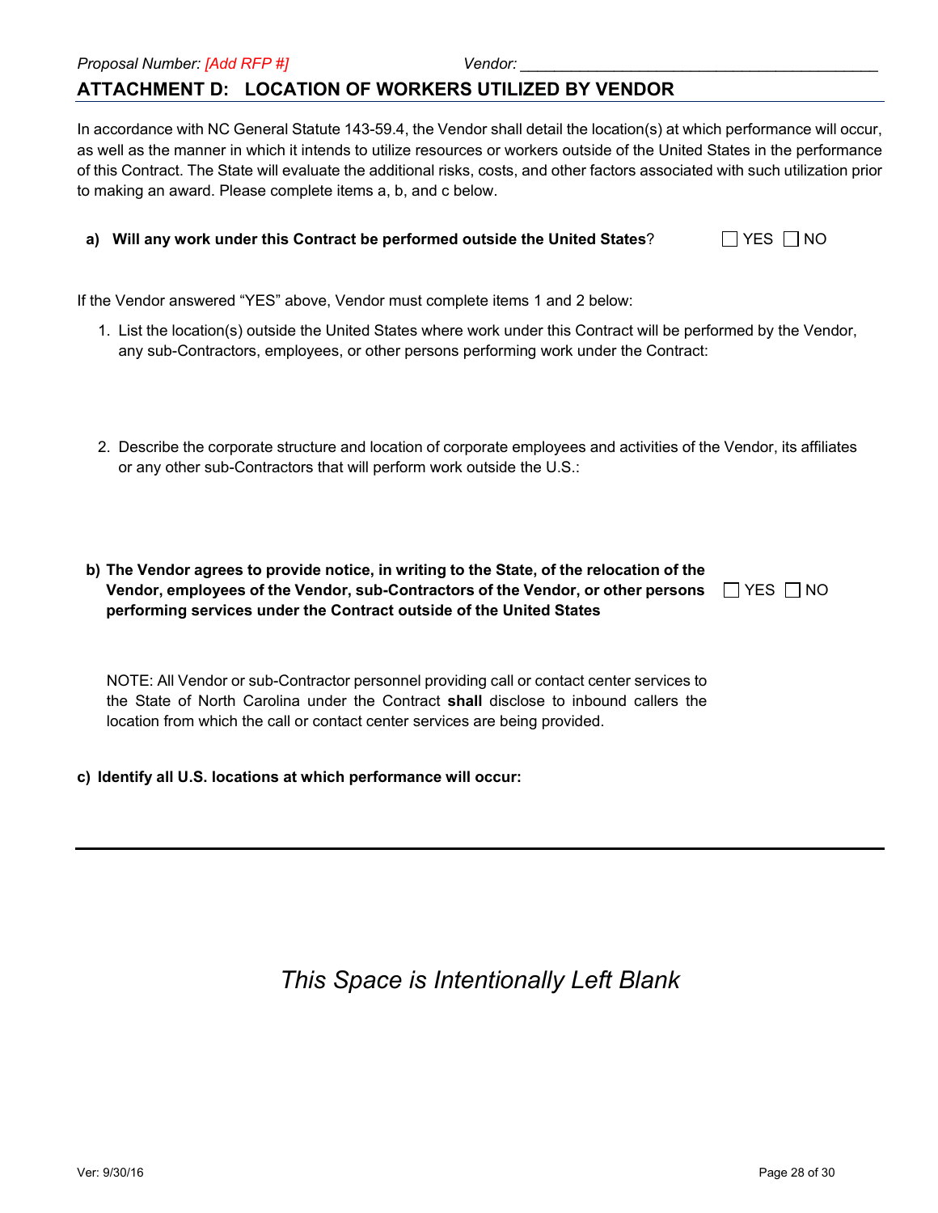*Proposal Number: [Add RFP #]* *Vendor: ___________________________________________*

## ATTACHMENT D: LOCATION OF WORKERS UTILIZED BY VENDOR

In accordance with NC General Statute 143-59.4, the Vendor shall detail the location(s) at which performance will occur, as well as the manner in which it intends to utilize resources or workers outside of the United States in the performance of this Contract. The State will evaluate the additional risks, costs, and other factors associated with such utilization prior to making an award. Please complete items a, b, and c below.

**a) Will any work under this Contract be performed outside the United States**? ☐ YES ☐ NO

If the Vendor answered "YES" above, Vendor must complete items 1 and 2 below:

1. List the location(s) outside the United States where work under this Contract will be performed by the Vendor, any sub-Contractors, employees, or other persons performing work under the Contract:

2. Describe the corporate structure and location of corporate employees and activities of the Vendor, its affiliates or any other sub-Contractors that will perform work outside the U.S.:

**b) The Vendor agrees to provide notice, in writing to the State, of the relocation of the Vendor, employees of the Vendor, sub-Contractors of the Vendor, or other persons performing services under the Contract outside of the United States** ☐ YES ☐ NO

NOTE: All Vendor or sub-Contractor personnel providing call or contact center services to the State of North Carolina under the Contract **shall** disclose to inbound callers the location from which the call or contact center services are being provided.

**c) Identify all U.S. locations at which performance will occur:**

---

*This Space is Intentionally Left Blank*

Ver: 9/30/16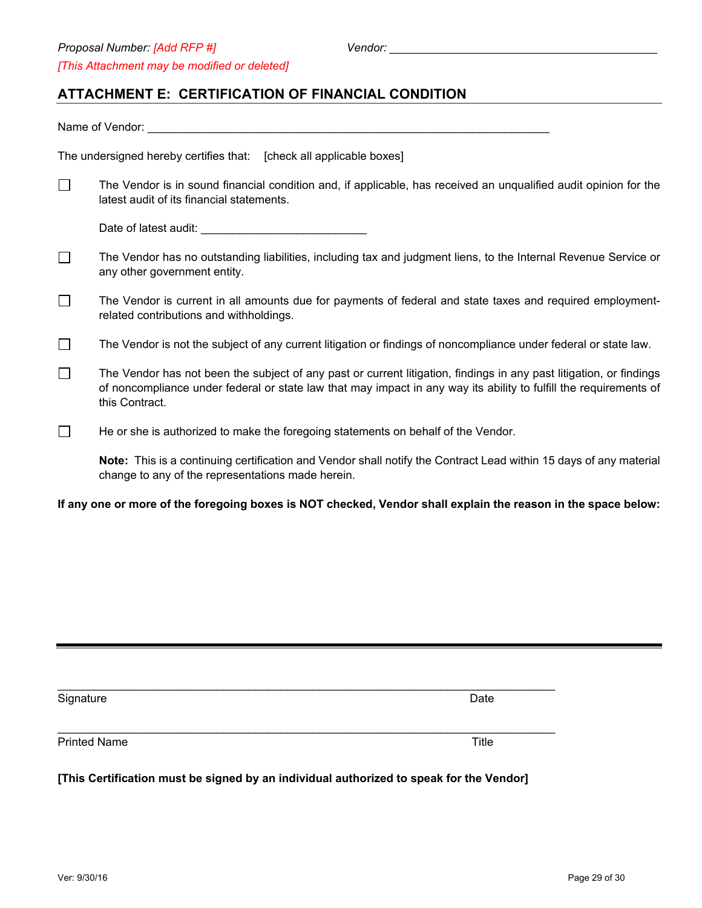*Proposal Number: [Add RFP #]* *Vendor: ___________________________________________*

*[This Attachment may be modified or deleted]*

## ATTACHMENT E: CERTIFICATION OF FINANCIAL CONDITION

Name of Vendor: _________________________________________________________________

The undersigned hereby certifies that: [check all applicable boxes]

☐ The Vendor is in sound financial condition and, if applicable, has received an unqualified audit opinion for the latest audit of its financial statements.

Date of latest audit: _________________________

☐ The Vendor has no outstanding liabilities, including tax and judgment liens, to the Internal Revenue Service or any other government entity.

☐ The Vendor is current in all amounts due for payments of federal and state taxes and required employment-related contributions and withholdings.

☐ The Vendor is not the subject of any current litigation or findings of noncompliance under federal or state law.

☐ The Vendor has not been the subject of any past or current litigation, findings in any past litigation, or findings of noncompliance under federal or state law that may impact in any way its ability to fulfill the requirements of this Contract.

☐ He or she is authorized to make the foregoing statements on behalf of the Vendor.

**Note:** This is a continuing certification and Vendor shall notify the Contract Lead within 15 days of any material change to any of the representations made herein.

**If any one or more of the foregoing boxes is NOT checked, Vendor shall explain the reason in the space below:**

---

_________________________________________________________________________________

Signature Date

_________________________________________________________________________________

Printed Name Title

**[This Certification must be signed by an individual authorized to speak for the Vendor]**

Ver: 9/30/16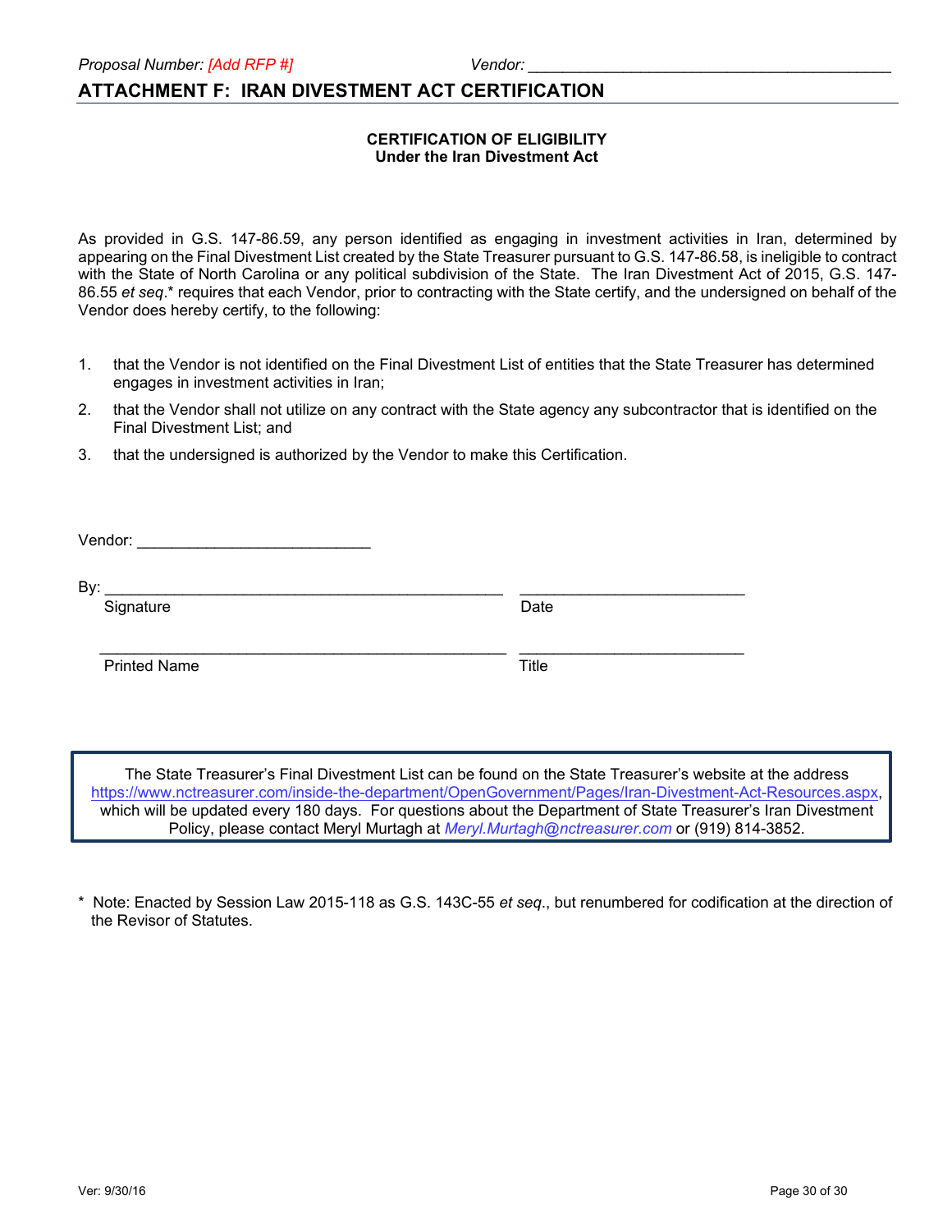Proposal Number: [Add RFP #] Vendor: ___________________________________________

# ATTACHMENT F: IRAN DIVESTMENT ACT CERTIFICATION

**CERTIFICATION OF ELIGIBILITY**
**Under the Iran Divestment Act**

As provided in G.S. 147-86.59, any person identified as engaging in investment activities in Iran, determined by appearing on the Final Divestment List created by the State Treasurer pursuant to G.S. 147-86.58, is ineligible to contract with the State of North Carolina or any political subdivision of the State. The Iran Divestment Act of 2015, G.S. 147-86.55 *et seq*.* requires that each Vendor, prior to contracting with the State certify, and the undersigned on behalf of the Vendor does hereby certify, to the following:

1. that the Vendor is not identified on the Final Divestment List of entities that the State Treasurer has determined engages in investment activities in Iran;
2. that the Vendor shall not utilize on any contract with the State agency any subcontractor that is identified on the Final Divestment List; and
3. that the undersigned is authorized by the Vendor to make this Certification.

Vendor: ___________________________

By: ______________________________________________ _________________________
Signature Date

______________________________________________ _________________________
Printed Name Title

The State Treasurer's Final Divestment List can be found on the State Treasurer's website at the address https://www.nctreasurer.com/inside-the-department/OpenGovernment/Pages/Iran-Divestment-Act-Resources.aspx, which will be updated every 180 days. For questions about the Department of State Treasurer's Iran Divestment Policy, please contact Meryl Murtagh at *Meryl.Murtagh@nctreasurer.com* or (919) 814-3852.

* Note: Enacted by Session Law 2015-118 as G.S. 143C-55 *et seq*., but renumbered for codification at the direction of the Revisor of Statutes.

Ver: 9/30/16